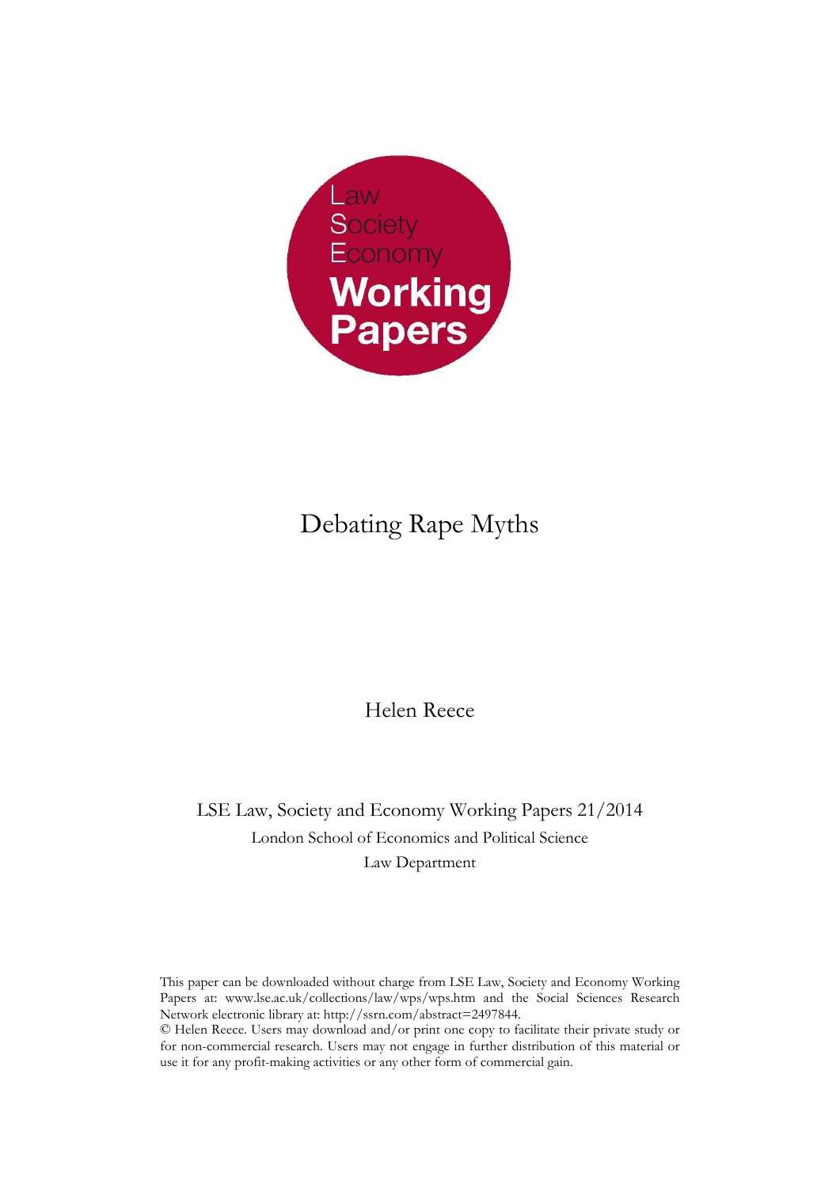Law
Society
Economy
**Working Papers**

# Debating Rape Myths

Helen Reece

LSE Law, Society and Economy Working Papers 21/2014
London School of Economics and Political Science
Law Department

This paper can be downloaded without charge from LSE Law, Society and Economy Working Papers at: www.lse.ac.uk/collections/law/wps/wps.htm and the Social Sciences Research Network electronic library at: http://ssrn.com/abstract=2497844.

© Helen Reece. Users may download and/or print one copy to facilitate their private study or for non-commercial research. Users may not engage in further distribution of this material or use it for any profit-making activities or any other form of commercial gain.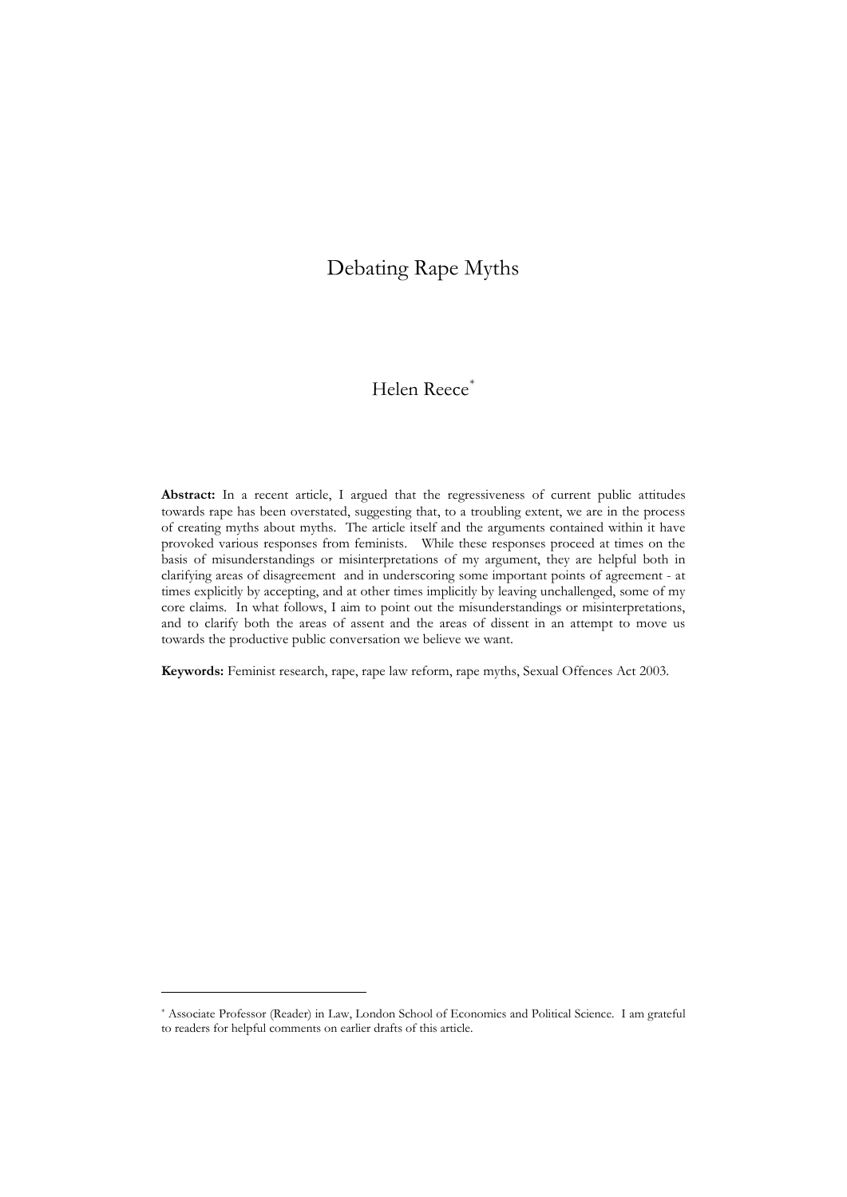# Debating Rape Myths

Helen Reece[*]

**Abstract:** In a recent article, I argued that the regressiveness of current public attitudes towards rape has been overstated, suggesting that, to a troubling extent, we are in the process of creating myths about myths. The article itself and the arguments contained within it have provoked various responses from feminists. While these responses proceed at times on the basis of misunderstandings or misinterpretations of my argument, they are helpful both in clarifying areas of disagreement and in underscoring some important points of agreement - at times explicitly by accepting, and at other times implicitly by leaving unchallenged, some of my core claims. In what follows, I aim to point out the misunderstandings or misinterpretations, and to clarify both the areas of assent and the areas of dissent in an attempt to move us towards the productive public conversation we believe we want.

**Keywords:** Feminist research, rape, rape law reform, rape myths, Sexual Offences Act 2003.

---

[*] Associate Professor (Reader) in Law, London School of Economics and Political Science. I am grateful to readers for helpful comments on earlier drafts of this article.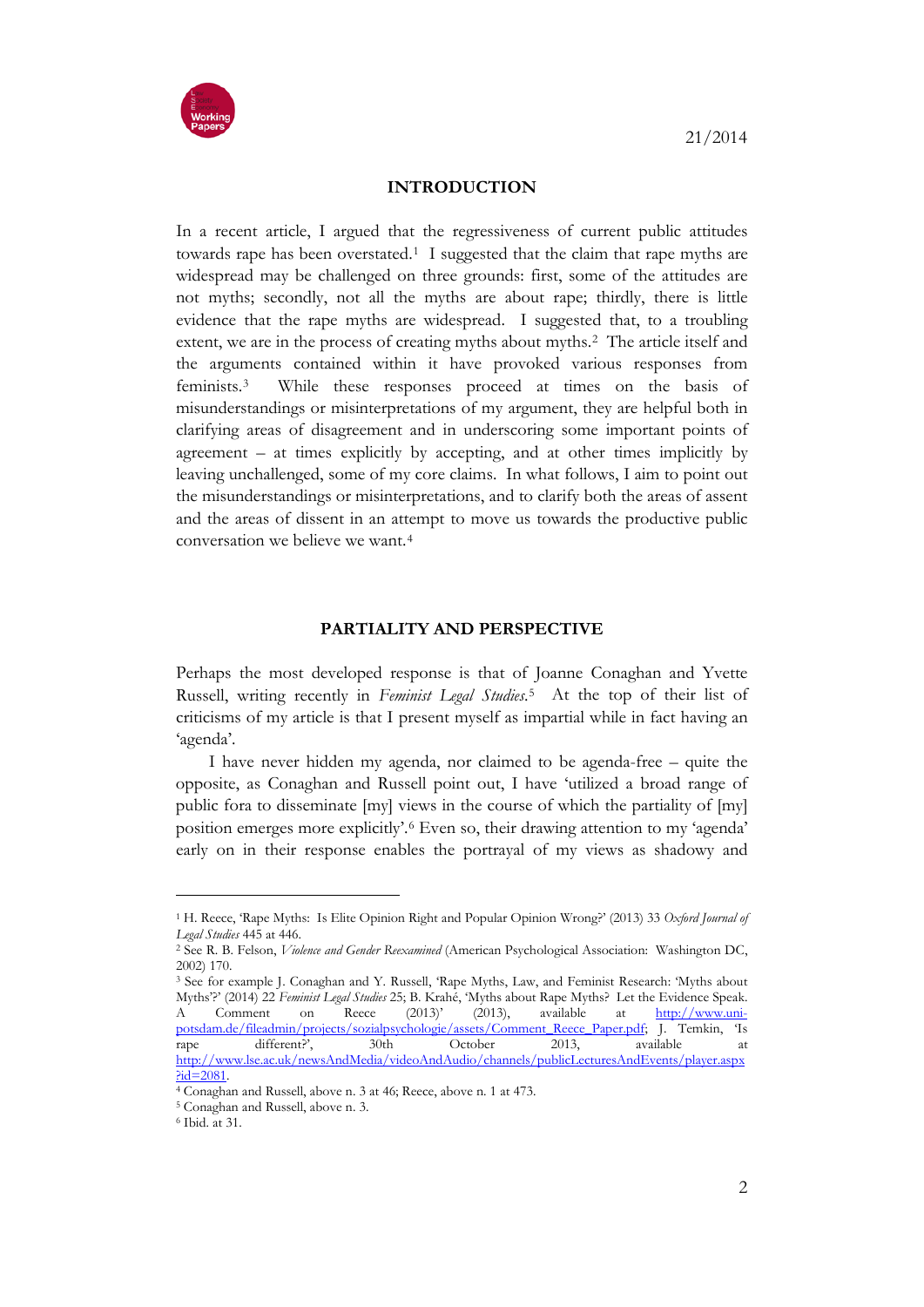## INTRODUCTION

In a recent article, I argued that the regressiveness of current public attitudes towards rape has been overstated.[1] I suggested that the claim that rape myths are widespread may be challenged on three grounds: first, some of the attitudes are not myths; secondly, not all the myths are about rape; thirdly, there is little evidence that the rape myths are widespread. I suggested that, to a troubling extent, we are in the process of creating myths about myths.[2] The article itself and the arguments contained within it have provoked various responses from feminists.[3] While these responses proceed at times on the basis of misunderstandings or misinterpretations of my argument, they are helpful both in clarifying areas of disagreement and in underscoring some important points of agreement – at times explicitly by accepting, and at other times implicitly by leaving unchallenged, some of my core claims. In what follows, I aim to point out the misunderstandings or misinterpretations, and to clarify both the areas of assent and the areas of dissent in an attempt to move us towards the productive public conversation we believe we want.[4]

## PARTIALITY AND PERSPECTIVE

Perhaps the most developed response is that of Joanne Conaghan and Yvette Russell, writing recently in *Feminist Legal Studies*.[5] At the top of their list of criticisms of my article is that I present myself as impartial while in fact having an 'agenda'.

I have never hidden my agenda, nor claimed to be agenda-free – quite the opposite, as Conaghan and Russell point out, I have 'utilized a broad range of public fora to disseminate [my] views in the course of which the partiality of [my] position emerges more explicitly'.[6] Even so, their drawing attention to my 'agenda' early on in their response enables the portrayal of my views as shadowy and

---

[1] H. Reece, 'Rape Myths: Is Elite Opinion Right and Popular Opinion Wrong?' (2013) 33 *Oxford Journal of Legal Studies* 445 at 446.

[2] See R. B. Felson, *Violence and Gender Reexamined* (American Psychological Association: Washington DC, 2002) 170.

[3] See for example J. Conaghan and Y. Russell, 'Rape Myths, Law, and Feminist Research: 'Myths about Myths'?' (2014) 22 *Feminist Legal Studies* 25; B. Krahé, 'Myths about Rape Myths? Let the Evidence Speak. A Comment on Reece (2013)' (2013), available at http://www.uni-potsdam.de/fileadmin/projects/sozialpsychologie/assets/Comment_Reece_Paper.pdf; J. Temkin, 'Is rape different?', 30th October 2013, available at http://www.lse.ac.uk/newsAndMedia/videoAndAudio/channels/publicLecturesAndEvents/player.aspx?id=2081.

[4] Conaghan and Russell, above n. 3 at 46; Reece, above n. 1 at 473.

[5] Conaghan and Russell, above n. 3.

[6] Ibid. at 31.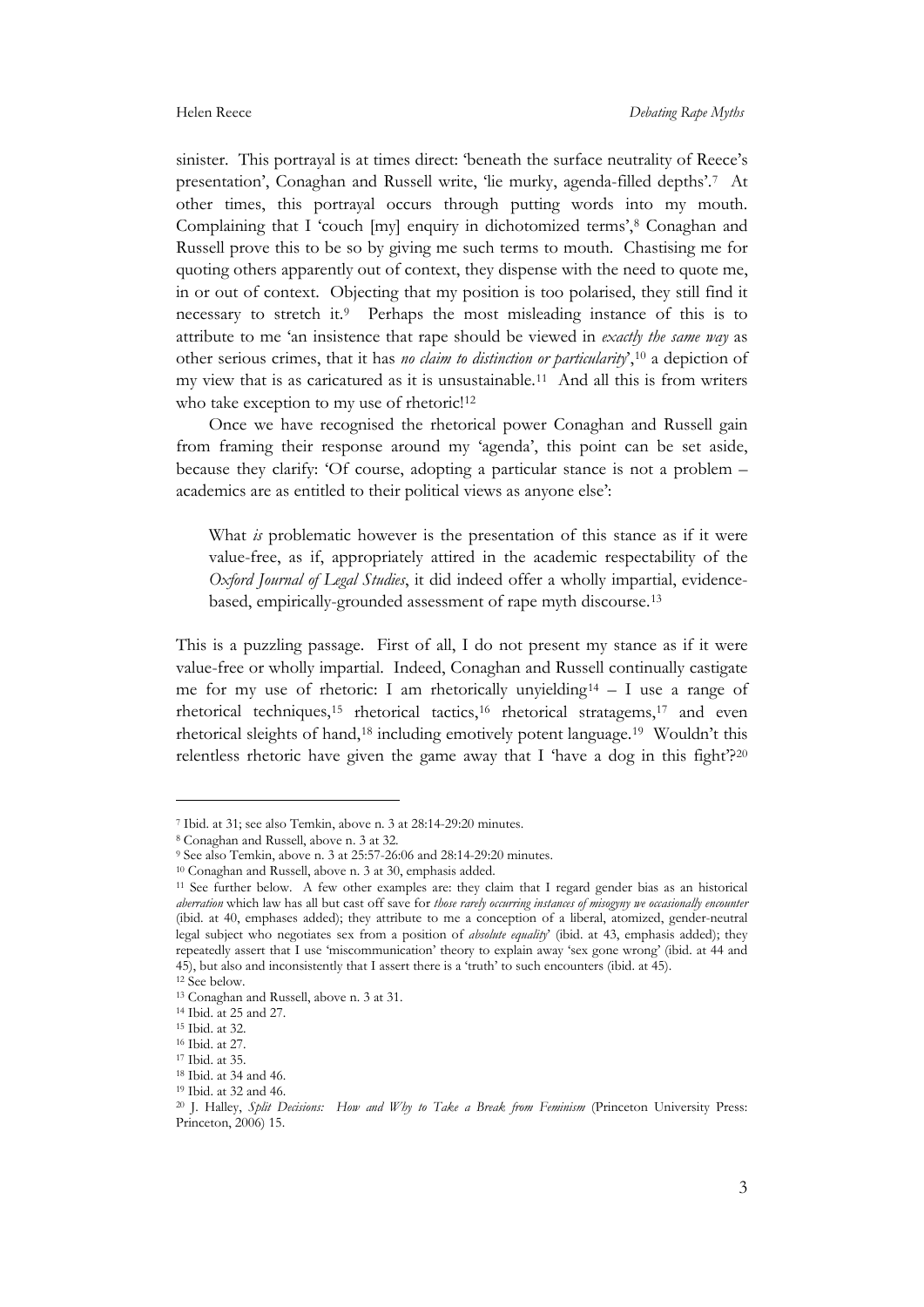sinister. This portrayal is at times direct: 'beneath the surface neutrality of Reece's presentation', Conaghan and Russell write, 'lie murky, agenda-filled depths'.[7] At other times, this portrayal occurs through putting words into my mouth. Complaining that I 'couch [my] enquiry in dichotomized terms',[8] Conaghan and Russell prove this to be so by giving me such terms to mouth. Chastising me for quoting others apparently out of context, they dispense with the need to quote me, in or out of context. Objecting that my position is too polarised, they still find it necessary to stretch it.[9] Perhaps the most misleading instance of this is to attribute to me 'an insistence that rape should be viewed in *exactly the same way* as other serious crimes, that it has *no claim to distinction or particularity*',[10] a depiction of my view that is as caricatured as it is unsustainable.[11] And all this is from writers who take exception to my use of rhetoric![12]

Once we have recognised the rhetorical power Conaghan and Russell gain from framing their response around my 'agenda', this point can be set aside, because they clarify: 'Of course, adopting a particular stance is not a problem – academics are as entitled to their political views as anyone else':

> What *is* problematic however is the presentation of this stance as if it were value-free, as if, appropriately attired in the academic respectability of the *Oxford Journal of Legal Studies*, it did indeed offer a wholly impartial, evidence-based, empirically-grounded assessment of rape myth discourse.[13]

This is a puzzling passage. First of all, I do not present my stance as if it were value-free or wholly impartial. Indeed, Conaghan and Russell continually castigate me for my use of rhetoric: I am rhetorically unyielding[14] – I use a range of rhetorical techniques,[15] rhetorical tactics,[16] rhetorical stratagems,[17] and even rhetorical sleights of hand,[18] including emotively potent language.[19] Wouldn't this relentless rhetoric have given the game away that I 'have a dog in this fight'?[20]

---

[7] Ibid. at 31; see also Temkin, above n. 3 at 28:14-29:20 minutes.

[8] Conaghan and Russell, above n. 3 at 32.

[9] See also Temkin, above n. 3 at 25:57-26:06 and 28:14-29:20 minutes.

[10] Conaghan and Russell, above n. 3 at 30, emphasis added.

[11] See further below. A few other examples are: they claim that I regard gender bias as an historical *aberration* which law has all but cast off save for *those rarely occurring instances of misogyny we occasionally encounter* (ibid. at 40, emphases added); they attribute to me a conception of a liberal, atomized, gender-neutral legal subject who negotiates sex from a position of *absolute equality* (ibid. at 43, emphasis added); they repeatedly assert that I use 'miscommunication' theory to explain away 'sex gone wrong' (ibid. at 44 and 45), but also and inconsistently that I assert there is a 'truth' to such encounters (ibid. at 45).

[12] See below.

[13] Conaghan and Russell, above n. 3 at 31.

[14] Ibid. at 25 and 27.

[15] Ibid. at 32.

[16] Ibid. at 27.

[17] Ibid. at 35.

[18] Ibid. at 34 and 46.

[19] Ibid. at 32 and 46.

[20] J. Halley, *Split Decisions: How and Why to Take a Break from Feminism* (Princeton University Press: Princeton, 2006) 15.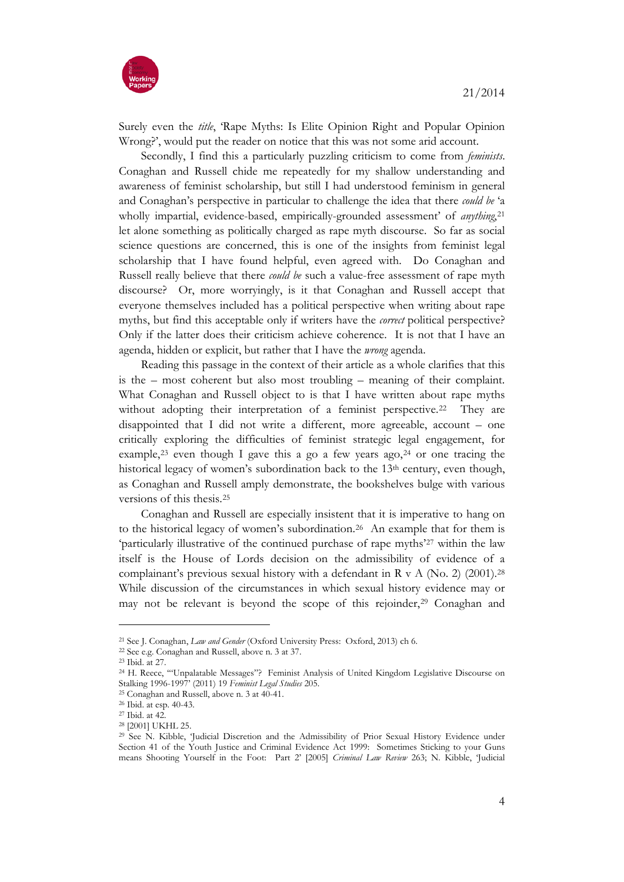Surely even the *title*, 'Rape Myths: Is Elite Opinion Right and Popular Opinion Wrong?', would put the reader on notice that this was not some arid account.

Secondly, I find this a particularly puzzling criticism to come from *feminists*. Conaghan and Russell chide me repeatedly for my shallow understanding and awareness of feminist scholarship, but still I had understood feminism in general and Conaghan's perspective in particular to challenge the idea that there *could be* 'a wholly impartial, evidence-based, empirically-grounded assessment' of *anything*,[21] let alone something as politically charged as rape myth discourse. So far as social science questions are concerned, this is one of the insights from feminist legal scholarship that I have found helpful, even agreed with. Do Conaghan and Russell really believe that there *could be* such a value-free assessment of rape myth discourse? Or, more worryingly, is it that Conaghan and Russell accept that everyone themselves included has a political perspective when writing about rape myths, but find this acceptable only if writers have the *correct* political perspective? Only if the latter does their criticism achieve coherence. It is not that I have an agenda, hidden or explicit, but rather that I have the *wrong* agenda.

Reading this passage in the context of their article as a whole clarifies that this is the – most coherent but also most troubling – meaning of their complaint. What Conaghan and Russell object to is that I have written about rape myths without adopting their interpretation of a feminist perspective.[22] They are disappointed that I did not write a different, more agreeable, account – one critically exploring the difficulties of feminist strategic legal engagement, for example,[23] even though I gave this a go a few years ago,[24] or one tracing the historical legacy of women's subordination back to the 13th century, even though, as Conaghan and Russell amply demonstrate, the bookshelves bulge with various versions of this thesis.[25]

Conaghan and Russell are especially insistent that it is imperative to hang on to the historical legacy of women's subordination.[26] An example that for them is 'particularly illustrative of the continued purchase of rape myths'[27] within the law itself is the House of Lords decision on the admissibility of evidence of a complainant's previous sexual history with a defendant in R v A (No. 2) (2001).[28] While discussion of the circumstances in which sexual history evidence may or may not be relevant is beyond the scope of this rejoinder,[29] Conaghan and

---

[21] See J. Conaghan, *Law and Gender* (Oxford University Press: Oxford, 2013) ch 6.

[22] See e.g. Conaghan and Russell, above n. 3 at 37.

[23] Ibid. at 27.

[24] H. Reece, '"Unpalatable Messages"? Feminist Analysis of United Kingdom Legislative Discourse on Stalking 1996-1997' (2011) 19 *Feminist Legal Studies* 205.

[25] Conaghan and Russell, above n. 3 at 40-41.

[26] Ibid. at esp. 40-43.

[27] Ibid. at 42.

[28] [2001] UKHL 25.

[29] See N. Kibble, 'Judicial Discretion and the Admissibility of Prior Sexual History Evidence under Section 41 of the Youth Justice and Criminal Evidence Act 1999: Sometimes Sticking to your Guns means Shooting Yourself in the Foot: Part 2' [2005] *Criminal Law Review* 263; N. Kibble, 'Judicial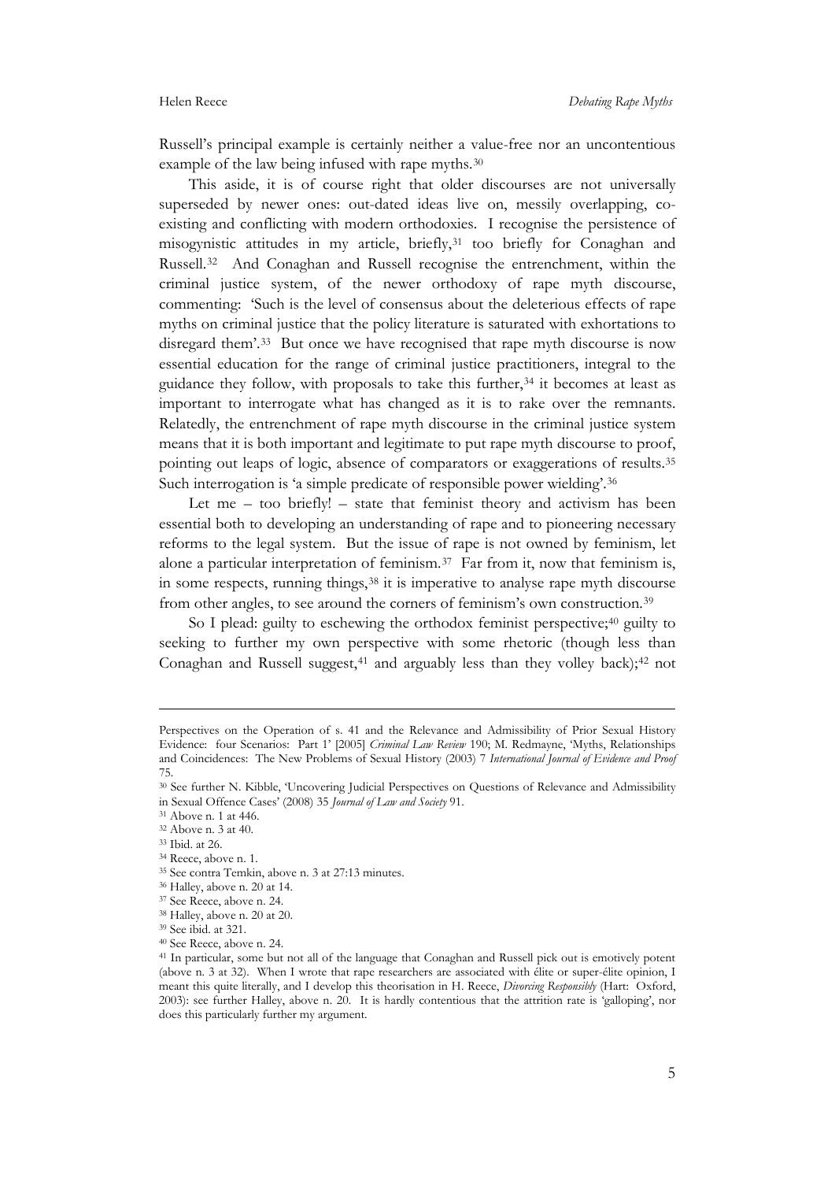Russell's principal example is certainly neither a value-free nor an uncontentious example of the law being infused with rape myths.[30]

This aside, it is of course right that older discourses are not universally superseded by newer ones: out-dated ideas live on, messily overlapping, co-existing and conflicting with modern orthodoxies. I recognise the persistence of misogynistic attitudes in my article, briefly,[31] too briefly for Conaghan and Russell.[32] And Conaghan and Russell recognise the entrenchment, within the criminal justice system, of the newer orthodoxy of rape myth discourse, commenting: 'Such is the level of consensus about the deleterious effects of rape myths on criminal justice that the policy literature is saturated with exhortations to disregard them'.[33] But once we have recognised that rape myth discourse is now essential education for the range of criminal justice practitioners, integral to the guidance they follow, with proposals to take this further,[34] it becomes at least as important to interrogate what has changed as it is to rake over the remnants. Relatedly, the entrenchment of rape myth discourse in the criminal justice system means that it is both important and legitimate to put rape myth discourse to proof, pointing out leaps of logic, absence of comparators or exaggerations of results.[35] Such interrogation is 'a simple predicate of responsible power wielding'.[36]

Let me – too briefly! – state that feminist theory and activism has been essential both to developing an understanding of rape and to pioneering necessary reforms to the legal system. But the issue of rape is not owned by feminism, let alone a particular interpretation of feminism.[37] Far from it, now that feminism is, in some respects, running things,[38] it is imperative to analyse rape myth discourse from other angles, to see around the corners of feminism's own construction.[39]

So I plead: guilty to eschewing the orthodox feminist perspective;[40] guilty to seeking to further my own perspective with some rhetoric (though less than Conaghan and Russell suggest,[41] and arguably less than they volley back);[42] not

---

Perspectives on the Operation of s. 41 and the Relevance and Admissibility of Prior Sexual History Evidence: four Scenarios: Part 1' [2005] *Criminal Law Review* 190; M. Redmayne, 'Myths, Relationships and Coincidences: The New Problems of Sexual History (2003) 7 *International Journal of Evidence and Proof* 75.

[30] See further N. Kibble, 'Uncovering Judicial Perspectives on Questions of Relevance and Admissibility in Sexual Offence Cases' (2008) 35 *Journal of Law and Society* 91.

[31] Above n. 1 at 446.

[32] Above n. 3 at 40.

[33] Ibid. at 26.

[34] Reece, above n. 1.

[35] See contra Temkin, above n. 3 at 27:13 minutes.

[36] Halley, above n. 20 at 14.

[37] See Reece, above n. 24.

[38] Halley, above n. 20 at 20.

[39] See ibid. at 321.

[40] See Reece, above n. 24.

[41] In particular, some but not all of the language that Conaghan and Russell pick out is emotively potent (above n. 3 at 32). When I wrote that rape researchers are associated with élite or super-élite opinion, I meant this quite literally, and I develop this theorisation in H. Reece, *Divorcing Responsibly* (Hart: Oxford, 2003): see further Halley, above n. 20. It is hardly contentious that the attrition rate is 'galloping', nor does this particularly further my argument.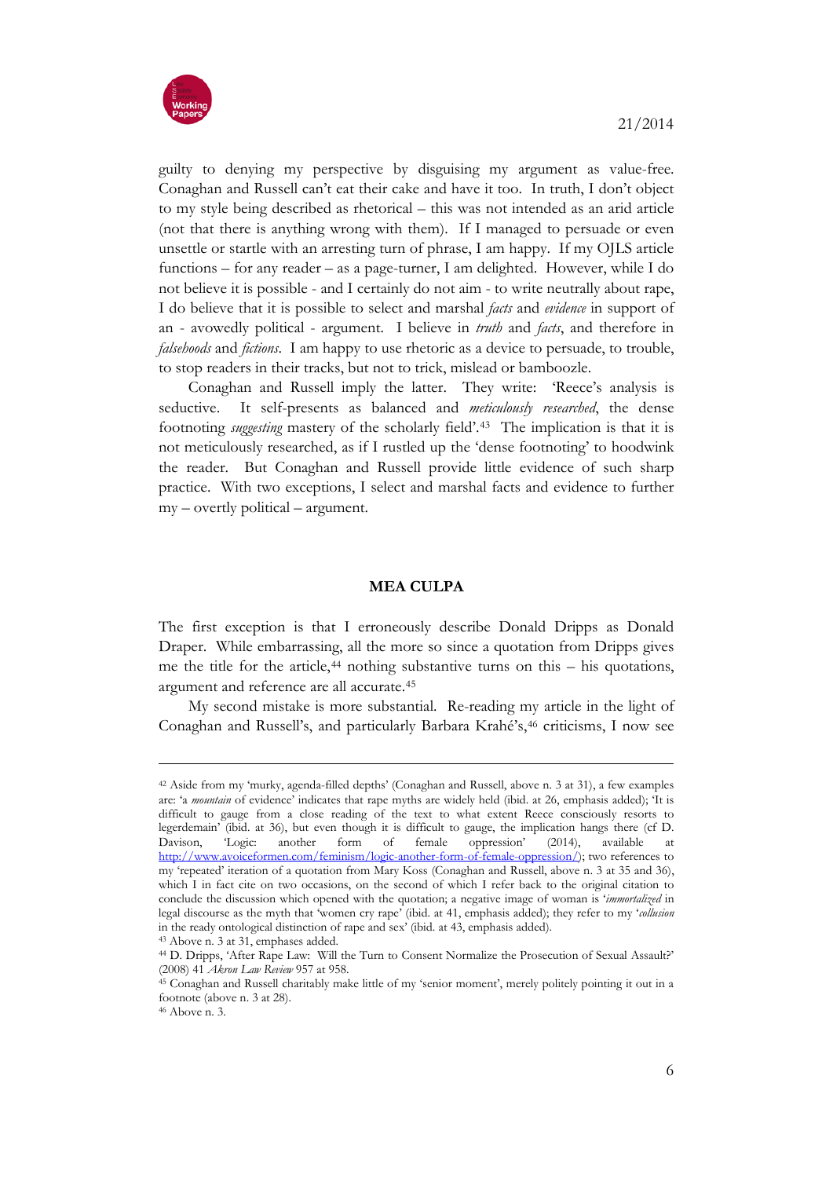guilty to denying my perspective by disguising my argument as value-free. Conaghan and Russell can't eat their cake and have it too. In truth, I don't object to my style being described as rhetorical – this was not intended as an arid article (not that there is anything wrong with them). If I managed to persuade or even unsettle or startle with an arresting turn of phrase, I am happy. If my OJLS article functions – for any reader – as a page-turner, I am delighted. However, while I do not believe it is possible - and I certainly do not aim - to write neutrally about rape, I do believe that it is possible to select and marshal *facts* and *evidence* in support of an - avowedly political - argument. I believe in *truth* and *facts*, and therefore in *falsehoods* and *fictions*. I am happy to use rhetoric as a device to persuade, to trouble, to stop readers in their tracks, but not to trick, mislead or bamboozle.

Conaghan and Russell imply the latter. They write: 'Reece's analysis is seductive. It self-presents as balanced and *meticulously researched*, the dense footnoting *suggesting* mastery of the scholarly field'.[43] The implication is that it is not meticulously researched, as if I rustled up the 'dense footnoting' to hoodwink the reader. But Conaghan and Russell provide little evidence of such sharp practice. With two exceptions, I select and marshal facts and evidence to further my – overtly political – argument.

## MEA CULPA

The first exception is that I erroneously describe Donald Dripps as Donald Draper. While embarrassing, all the more so since a quotation from Dripps gives me the title for the article,[44] nothing substantive turns on this – his quotations, argument and reference are all accurate.[45]

My second mistake is more substantial. Re-reading my article in the light of Conaghan and Russell's, and particularly Barbara Krahé's,[46] criticisms, I now see

---

[42] Aside from my 'murky, agenda-filled depths' (Conaghan and Russell, above n. 3 at 31), a few examples are: 'a *mountain* of evidence' indicates that rape myths are widely held (ibid. at 26, emphasis added); 'It is difficult to gauge from a close reading of the text to what extent Reece consciously resorts to legerdemain' (ibid. at 36), but even though it is difficult to gauge, the implication hangs there (cf D. Davison, 'Logic: another form of female oppression' (2014), available at http://www.avoiceformen.com/feminism/logic-another-form-of-female-oppression/); two references to my 'repeated' iteration of a quotation from Mary Koss (Conaghan and Russell, above n. 3 at 35 and 36), which I in fact cite on two occasions, on the second of which I refer back to the original citation to conclude the discussion which opened with the quotation; a negative image of woman is '*immortalized* in legal discourse as the myth that 'women cry rape' (ibid. at 41, emphasis added); they refer to my '*collusion* in the ready ontological distinction of rape and sex' (ibid. at 43, emphasis added).

[43] Above n. 3 at 31, emphases added.

[44] D. Dripps, 'After Rape Law: Will the Turn to Consent Normalize the Prosecution of Sexual Assault?' (2008) 41 *Akron Law Review* 957 at 958.

[45] Conaghan and Russell charitably make little of my 'senior moment', merely politely pointing it out in a footnote (above n. 3 at 28).

[46] Above n. 3.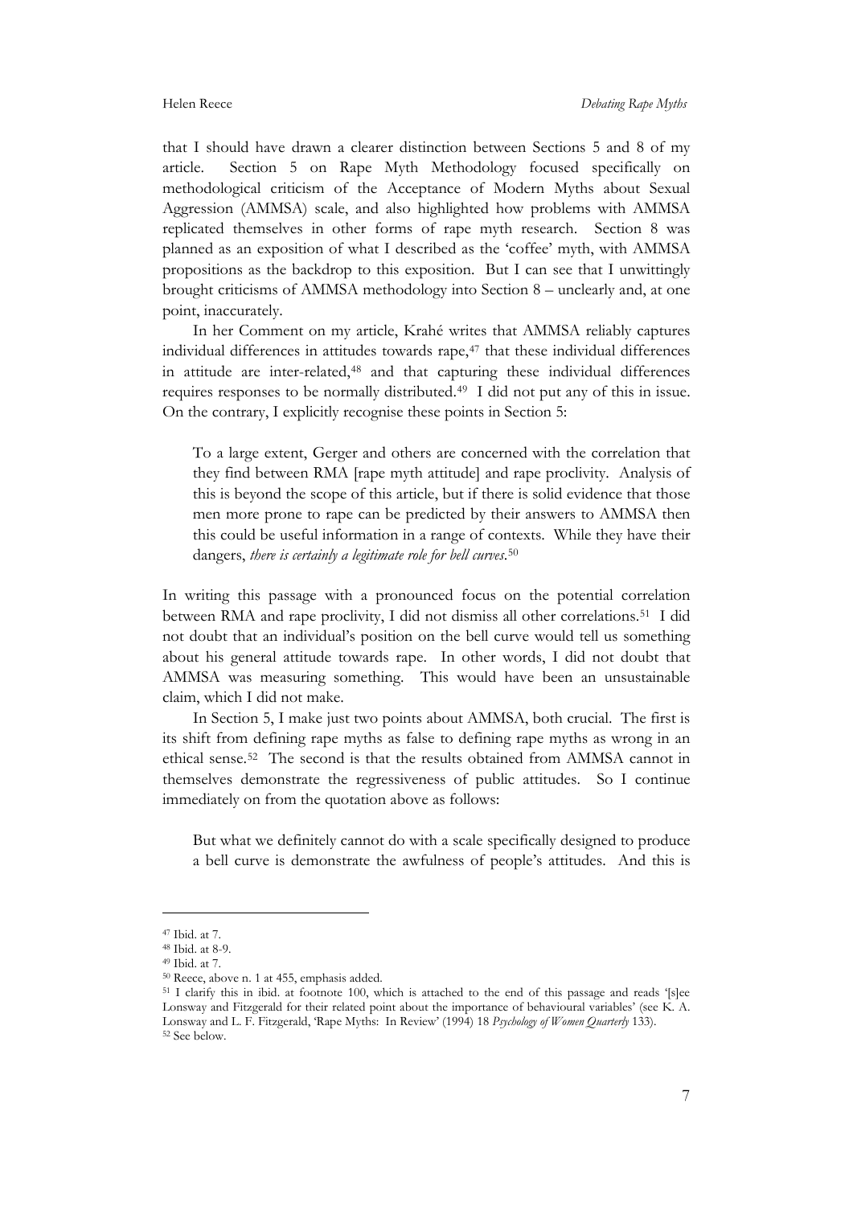that I should have drawn a clearer distinction between Sections 5 and 8 of my article. Section 5 on Rape Myth Methodology focused specifically on methodological criticism of the Acceptance of Modern Myths about Sexual Aggression (AMMSA) scale, and also highlighted how problems with AMMSA replicated themselves in other forms of rape myth research. Section 8 was planned as an exposition of what I described as the 'coffee' myth, with AMMSA propositions as the backdrop to this exposition. But I can see that I unwittingly brought criticisms of AMMSA methodology into Section 8 – unclearly and, at one point, inaccurately.

In her Comment on my article, Krahé writes that AMMSA reliably captures individual differences in attitudes towards rape,[47] that these individual differences in attitude are inter-related,[48] and that capturing these individual differences requires responses to be normally distributed.[49] I did not put any of this in issue. On the contrary, I explicitly recognise these points in Section 5:

> To a large extent, Gerger and others are concerned with the correlation that they find between RMA [rape myth attitude] and rape proclivity. Analysis of this is beyond the scope of this article, but if there is solid evidence that those men more prone to rape can be predicted by their answers to AMMSA then this could be useful information in a range of contexts. While they have their dangers, *there is certainly a legitimate role for bell curves*.[50]

In writing this passage with a pronounced focus on the potential correlation between RMA and rape proclivity, I did not dismiss all other correlations.[51] I did not doubt that an individual's position on the bell curve would tell us something about his general attitude towards rape. In other words, I did not doubt that AMMSA was measuring something. This would have been an unsustainable claim, which I did not make.

In Section 5, I make just two points about AMMSA, both crucial. The first is its shift from defining rape myths as false to defining rape myths as wrong in an ethical sense.[52] The second is that the results obtained from AMMSA cannot in themselves demonstrate the regressiveness of public attitudes. So I continue immediately on from the quotation above as follows:

> But what we definitely cannot do with a scale specifically designed to produce a bell curve is demonstrate the awfulness of people's attitudes. And this is

---

[47] Ibid. at 7.

[48] Ibid. at 8-9.

[49] Ibid. at 7.

[50] Reece, above n. 1 at 455, emphasis added.

[51] I clarify this in ibid. at footnote 100, which is attached to the end of this passage and reads '[s]ee Lonsway and Fitzgerald for their related point about the importance of behavioural variables' (see K. A. Lonsway and L. F. Fitzgerald, 'Rape Myths: In Review' (1994) 18 *Psychology of Women Quarterly* 133).

[52] See below.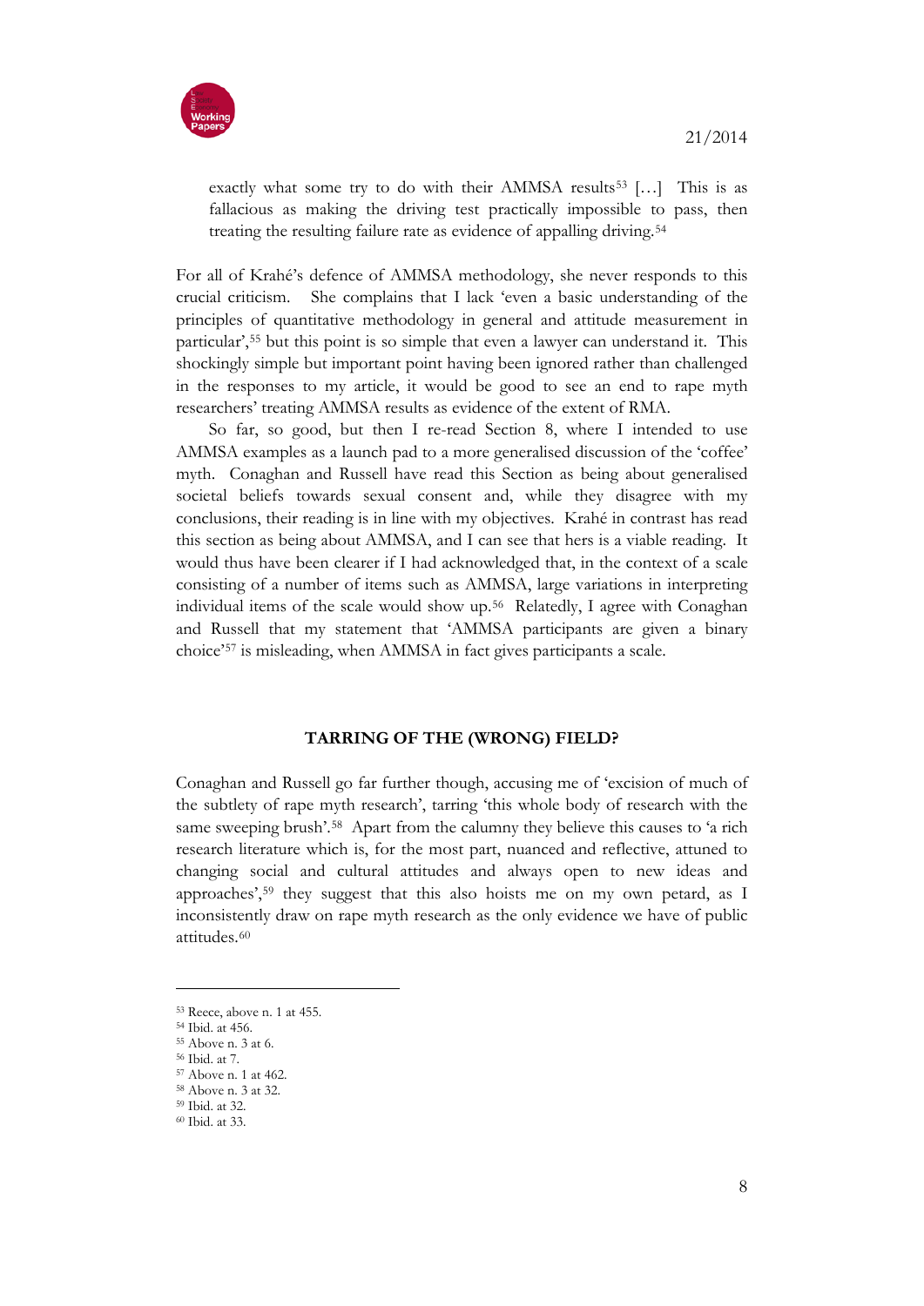> exactly what some try to do with their AMMSA results[53] […] This is as fallacious as making the driving test practically impossible to pass, then treating the resulting failure rate as evidence of appalling driving.[54]

For all of Krahé's defence of AMMSA methodology, she never responds to this crucial criticism. She complains that I lack 'even a basic understanding of the principles of quantitative methodology in general and attitude measurement in particular',[55] but this point is so simple that even a lawyer can understand it. This shockingly simple but important point having been ignored rather than challenged in the responses to my article, it would be good to see an end to rape myth researchers' treating AMMSA results as evidence of the extent of RMA.

So far, so good, but then I re-read Section 8, where I intended to use AMMSA examples as a launch pad to a more generalised discussion of the 'coffee' myth. Conaghan and Russell have read this Section as being about generalised societal beliefs towards sexual consent and, while they disagree with my conclusions, their reading is in line with my objectives. Krahé in contrast has read this section as being about AMMSA, and I can see that hers is a viable reading. It would thus have been clearer if I had acknowledged that, in the context of a scale consisting of a number of items such as AMMSA, large variations in interpreting individual items of the scale would show up.[56] Relatedly, I agree with Conaghan and Russell that my statement that 'AMMSA participants are given a binary choice'[57] is misleading, when AMMSA in fact gives participants a scale.

## TARRING OF THE (WRONG) FIELD?

Conaghan and Russell go far further though, accusing me of 'excision of much of the subtlety of rape myth research', tarring 'this whole body of research with the same sweeping brush'.[58] Apart from the calumny they believe this causes to 'a rich research literature which is, for the most part, nuanced and reflective, attuned to changing social and cultural attitudes and always open to new ideas and approaches',[59] they suggest that this also hoists me on my own petard, as I inconsistently draw on rape myth research as the only evidence we have of public attitudes.[60]

---

[53] Reece, above n. 1 at 455.
[54] Ibid. at 456.
[55] Above n. 3 at 6.
[56] Ibid. at 7.
[57] Above n. 1 at 462.
[58] Above n. 3 at 32.
[59] Ibid. at 32.
[60] Ibid. at 33.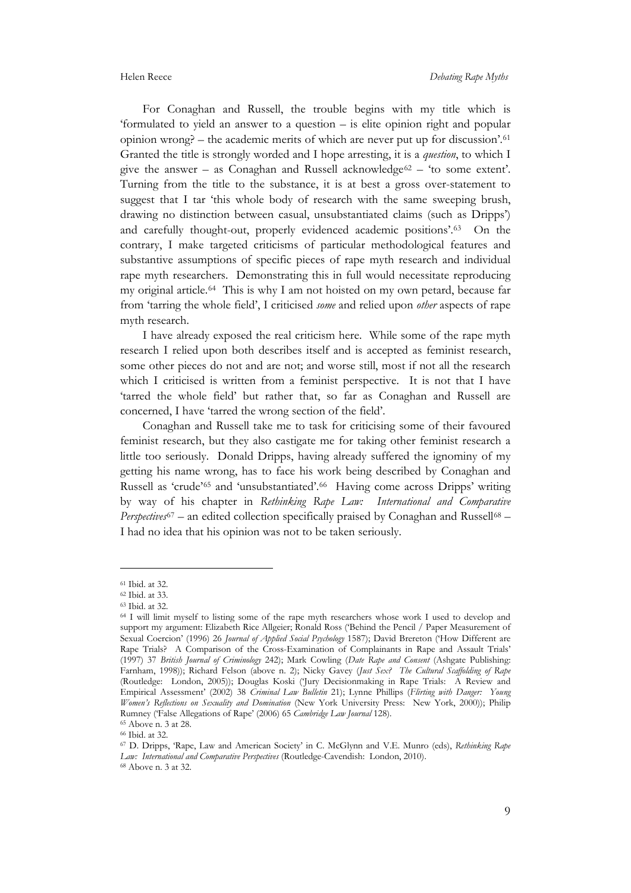For Conaghan and Russell, the trouble begins with my title which is 'formulated to yield an answer to a question – is elite opinion right and popular opinion wrong? – the academic merits of which are never put up for discussion'.[61] Granted the title is strongly worded and I hope arresting, it is a *question*, to which I give the answer – as Conaghan and Russell acknowledge[62] – 'to some extent'. Turning from the title to the substance, it is at best a gross over-statement to suggest that I tar 'this whole body of research with the same sweeping brush, drawing no distinction between casual, unsubstantiated claims (such as Dripps') and carefully thought-out, properly evidenced academic positions'.[63] On the contrary, I make targeted criticisms of particular methodological features and substantive assumptions of specific pieces of rape myth research and individual rape myth researchers. Demonstrating this in full would necessitate reproducing my original article.[64] This is why I am not hoisted on my own petard, because far from 'tarring the whole field', I criticised *some* and relied upon *other* aspects of rape myth research.

I have already exposed the real criticism here. While some of the rape myth research I relied upon both describes itself and is accepted as feminist research, some other pieces do not and are not; and worse still, most if not all the research which I criticised is written from a feminist perspective. It is not that I have 'tarred the whole field' but rather that, so far as Conaghan and Russell are concerned, I have 'tarred the wrong section of the field'.

Conaghan and Russell take me to task for criticising some of their favoured feminist research, but they also castigate me for taking other feminist research a little too seriously. Donald Dripps, having already suffered the ignominy of my getting his name wrong, has to face his work being described by Conaghan and Russell as 'crude'[65] and 'unsubstantiated'.[66] Having come across Dripps' writing by way of his chapter in *Rethinking Rape Law: International and Comparative Perspectives*[67] – an edited collection specifically praised by Conaghan and Russell[68] – I had no idea that his opinion was not to be taken seriously.

---

[61] Ibid. at 32.

[62] Ibid. at 33.

[63] Ibid. at 32.

[64] I will limit myself to listing some of the rape myth researchers whose work I used to develop and support my argument: Elizabeth Rice Allgeier; Ronald Ross ('Behind the Pencil / Paper Measurement of Sexual Coercion' (1996) 26 *Journal of Applied Social Psychology* 1587); David Brereton ('How Different are Rape Trials? A Comparison of the Cross-Examination of Complainants in Rape and Assault Trials' (1997) 37 *British Journal of Criminology* 242); Mark Cowling (*Date Rape and Consent* (Ashgate Publishing: Farnham, 1998)); Richard Felson (above n. 2); Nicky Gavey (*Just Sex? The Cultural Scaffolding of Rape* (Routledge: London, 2005)); Douglas Koski ('Jury Decisionmaking in Rape Trials: A Review and Empirical Assessment' (2002) 38 *Criminal Law Bulletin* 21); Lynne Phillips (*Flirting with Danger: Young Women's Reflections on Sexuality and Domination* (New York University Press: New York, 2000)); Philip Rumney ('False Allegations of Rape' (2006) 65 *Cambridge Law Journal* 128).

[65] Above n. 3 at 28.

[66] Ibid. at 32.

[67] D. Dripps, 'Rape, Law and American Society' in C. McGlynn and V.E. Munro (eds), *Rethinking Rape Law: International and Comparative Perspectives* (Routledge-Cavendish: London, 2010).

[68] Above n. 3 at 32.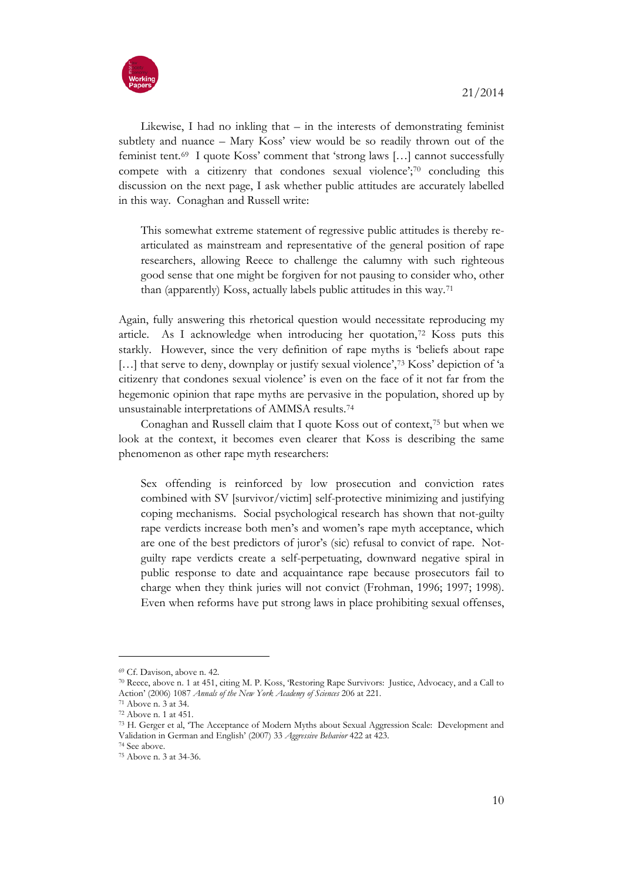Likewise, I had no inkling that – in the interests of demonstrating feminist subtlety and nuance – Mary Koss' view would be so readily thrown out of the feminist tent.[69] I quote Koss' comment that 'strong laws […] cannot successfully compete with a citizenry that condones sexual violence';[70] concluding this discussion on the next page, I ask whether public attitudes are accurately labelled in this way. Conaghan and Russell write:

> This somewhat extreme statement of regressive public attitudes is thereby re-articulated as mainstream and representative of the general position of rape researchers, allowing Reece to challenge the calumny with such righteous good sense that one might be forgiven for not pausing to consider who, other than (apparently) Koss, actually labels public attitudes in this way.[71]

Again, fully answering this rhetorical question would necessitate reproducing my article. As I acknowledge when introducing her quotation,[72] Koss puts this starkly. However, since the very definition of rape myths is 'beliefs about rape […] that serve to deny, downplay or justify sexual violence',[73] Koss' depiction of 'a citizenry that condones sexual violence' is even on the face of it not far from the hegemonic opinion that rape myths are pervasive in the population, shored up by unsustainable interpretations of AMMSA results.[74]

Conaghan and Russell claim that I quote Koss out of context,[75] but when we look at the context, it becomes even clearer that Koss is describing the same phenomenon as other rape myth researchers:

> Sex offending is reinforced by low prosecution and conviction rates combined with SV [survivor/victim] self-protective minimizing and justifying coping mechanisms. Social psychological research has shown that not-guilty rape verdicts increase both men's and women's rape myth acceptance, which are one of the best predictors of juror's (sic) refusal to convict of rape. Not-guilty rape verdicts create a self-perpetuating, downward negative spiral in public response to date and acquaintance rape because prosecutors fail to charge when they think juries will not convict (Frohman, 1996; 1997; 1998). Even when reforms have put strong laws in place prohibiting sexual offenses,

---

[69] Cf. Davison, above n. 42.

[70] Reece, above n. 1 at 451, citing M. P. Koss, 'Restoring Rape Survivors: Justice, Advocacy, and a Call to Action' (2006) 1087 *Annals of the New York Academy of Sciences* 206 at 221.

[71] Above n. 3 at 34.

[72] Above n. 1 at 451.

[73] H. Gerger et al, 'The Acceptance of Modern Myths about Sexual Aggression Scale: Development and Validation in German and English' (2007) 33 *Aggressive Behavior* 422 at 423.

[74] See above.

[75] Above n. 3 at 34-36.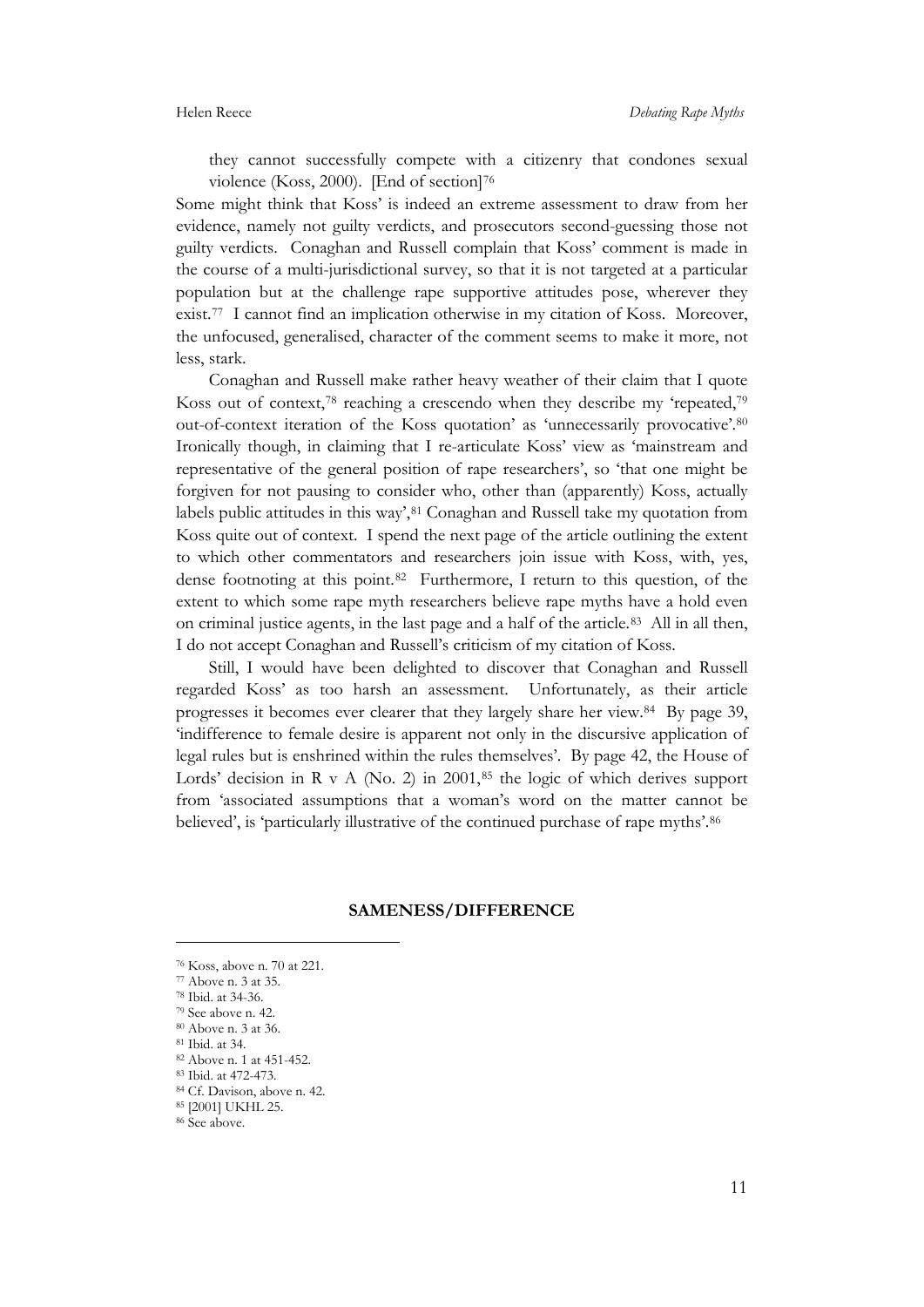they cannot successfully compete with a citizenry that condones sexual violence (Koss, 2000). [End of section][76]

Some might think that Koss' is indeed an extreme assessment to draw from her evidence, namely not guilty verdicts, and prosecutors second-guessing those not guilty verdicts. Conaghan and Russell complain that Koss' comment is made in the course of a multi-jurisdictional survey, so that it is not targeted at a particular population but at the challenge rape supportive attitudes pose, wherever they exist.[77] I cannot find an implication otherwise in my citation of Koss. Moreover, the unfocused, generalised, character of the comment seems to make it more, not less, stark.

Conaghan and Russell make rather heavy weather of their claim that I quote Koss out of context,[78] reaching a crescendo when they describe my 'repeated,[79] out-of-context iteration of the Koss quotation' as 'unnecessarily provocative'.[80] Ironically though, in claiming that I re-articulate Koss' view as 'mainstream and representative of the general position of rape researchers', so 'that one might be forgiven for not pausing to consider who, other than (apparently) Koss, actually labels public attitudes in this way',[81] Conaghan and Russell take my quotation from Koss quite out of context. I spend the next page of the article outlining the extent to which other commentators and researchers join issue with Koss, with, yes, dense footnoting at this point.[82] Furthermore, I return to this question, of the extent to which some rape myth researchers believe rape myths have a hold even on criminal justice agents, in the last page and a half of the article.[83] All in all then, I do not accept Conaghan and Russell's criticism of my citation of Koss.

Still, I would have been delighted to discover that Conaghan and Russell regarded Koss' as too harsh an assessment. Unfortunately, as their article progresses it becomes ever clearer that they largely share her view.[84] By page 39, 'indifference to female desire is apparent not only in the discursive application of legal rules but is enshrined within the rules themselves'. By page 42, the House of Lords' decision in R v A (No. 2) in 2001,[85] the logic of which derives support from 'associated assumptions that a woman's word on the matter cannot be believed', is 'particularly illustrative of the continued purchase of rape myths'.[86]

## SAMENESS/DIFFERENCE

---

[76] Koss, above n. 70 at 221.
[77] Above n. 3 at 35.
[78] Ibid. at 34-36.
[79] See above n. 42.
[80] Above n. 3 at 36.
[81] Ibid. at 34.
[82] Above n. 1 at 451-452.
[83] Ibid. at 472-473.
[84] Cf. Davison, above n. 42.
[85] [2001] UKHL 25.
[86] See above.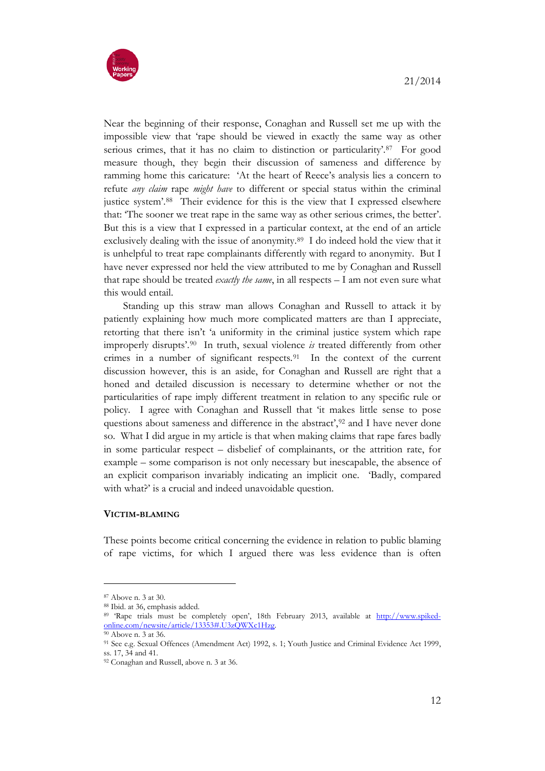Near the beginning of their response, Conaghan and Russell set me up with the impossible view that 'rape should be viewed in exactly the same way as other serious crimes, that it has no claim to distinction or particularity'.[87] For good measure though, they begin their discussion of sameness and difference by ramming home this caricature: 'At the heart of Reece's analysis lies a concern to refute *any claim* rape *might have* to different or special status within the criminal justice system'.[88] Their evidence for this is the view that I expressed elsewhere that: 'The sooner we treat rape in the same way as other serious crimes, the better'. But this is a view that I expressed in a particular context, at the end of an article exclusively dealing with the issue of anonymity.[89] I do indeed hold the view that it is unhelpful to treat rape complainants differently with regard to anonymity. But I have never expressed nor held the view attributed to me by Conaghan and Russell that rape should be treated *exactly the same*, in all respects – I am not even sure what this would entail.

Standing up this straw man allows Conaghan and Russell to attack it by patiently explaining how much more complicated matters are than I appreciate, retorting that there isn't 'a uniformity in the criminal justice system which rape improperly disrupts'.[90] In truth, sexual violence *is* treated differently from other crimes in a number of significant respects.[91] In the context of the current discussion however, this is an aside, for Conaghan and Russell are right that a honed and detailed discussion is necessary to determine whether or not the particularities of rape imply different treatment in relation to any specific rule or policy. I agree with Conaghan and Russell that 'it makes little sense to pose questions about sameness and difference in the abstract',[92] and I have never done so. What I did argue in my article is that when making claims that rape fares badly in some particular respect – disbelief of complainants, or the attrition rate, for example – some comparison is not only necessary but inescapable, the absence of an explicit comparison invariably indicating an implicit one. 'Badly, compared with what?' is a crucial and indeed unavoidable question.

### VICTIM-BLAMING

These points become critical concerning the evidence in relation to public blaming of rape victims, for which I argued there was less evidence than is often

---

[87] Above n. 3 at 30.

[88] Ibid. at 36, emphasis added.

[89] 'Rape trials must be completely open', 18th February 2013, available at http://www.spiked-online.com/newsite/article/13353#.U3zQWXc1Hzg.

[90] Above n. 3 at 36.

[91] See e.g. Sexual Offences (Amendment Act) 1992, s. 1; Youth Justice and Criminal Evidence Act 1999, ss. 17, 34 and 41.

[92] Conaghan and Russell, above n. 3 at 36.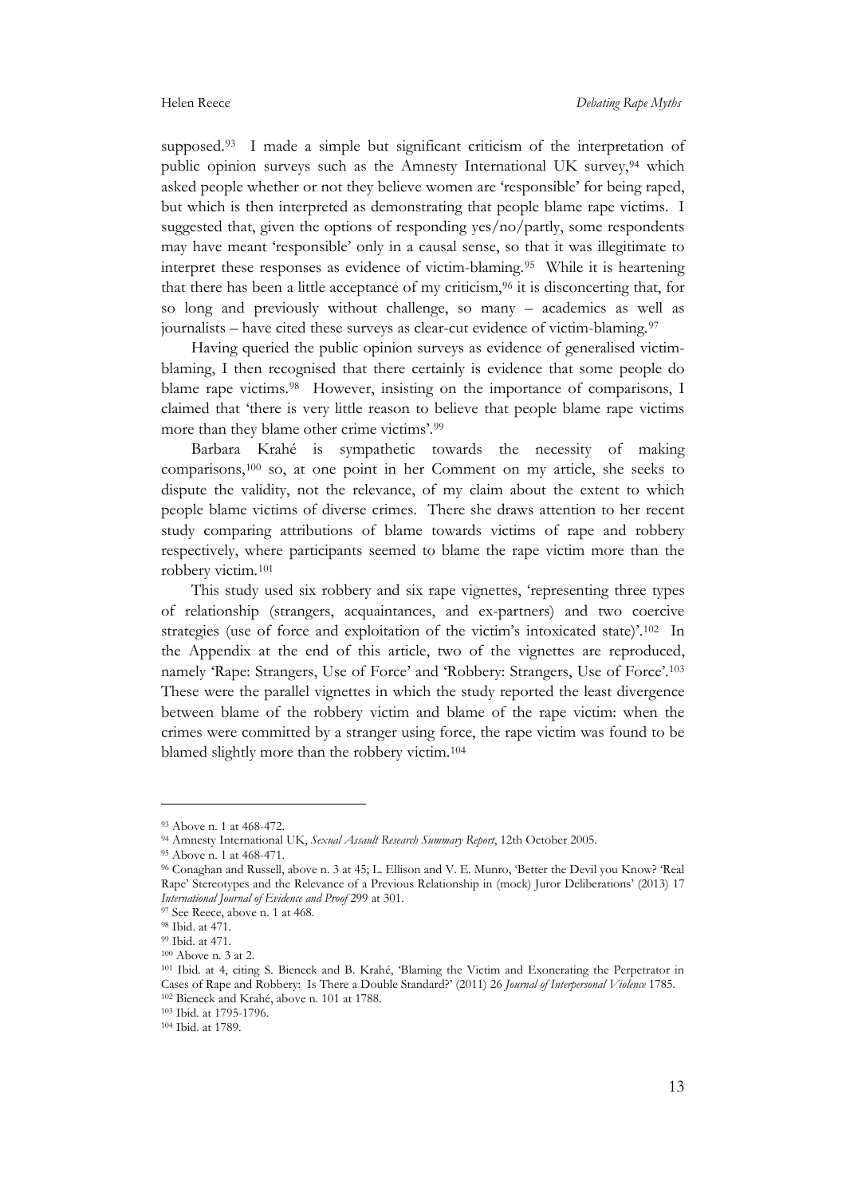supposed.[93] I made a simple but significant criticism of the interpretation of public opinion surveys such as the Amnesty International UK survey,[94] which asked people whether or not they believe women are 'responsible' for being raped, but which is then interpreted as demonstrating that people blame rape victims. I suggested that, given the options of responding yes/no/partly, some respondents may have meant 'responsible' only in a causal sense, so that it was illegitimate to interpret these responses as evidence of victim-blaming.[95] While it is heartening that there has been a little acceptance of my criticism,[96] it is disconcerting that, for so long and previously without challenge, so many – academics as well as journalists – have cited these surveys as clear-cut evidence of victim-blaming.[97]

Having queried the public opinion surveys as evidence of generalised victim-blaming, I then recognised that there certainly is evidence that some people do blame rape victims.[98] However, insisting on the importance of comparisons, I claimed that 'there is very little reason to believe that people blame rape victims more than they blame other crime victims'.[99]

Barbara Krahé is sympathetic towards the necessity of making comparisons,[100] so, at one point in her Comment on my article, she seeks to dispute the validity, not the relevance, of my claim about the extent to which people blame victims of diverse crimes. There she draws attention to her recent study comparing attributions of blame towards victims of rape and robbery respectively, where participants seemed to blame the rape victim more than the robbery victim.[101]

This study used six robbery and six rape vignettes, 'representing three types of relationship (strangers, acquaintances, and ex-partners) and two coercive strategies (use of force and exploitation of the victim's intoxicated state)'.[102] In the Appendix at the end of this article, two of the vignettes are reproduced, namely 'Rape: Strangers, Use of Force' and 'Robbery: Strangers, Use of Force'.[103] These were the parallel vignettes in which the study reported the least divergence between blame of the robbery victim and blame of the rape victim: when the crimes were committed by a stranger using force, the rape victim was found to be blamed slightly more than the robbery victim.[104]

---

[93] Above n. 1 at 468-472.

[94] Amnesty International UK, *Sexual Assault Research Summary Report*, 12th October 2005.

[95] Above n. 1 at 468-471.

[96] Conaghan and Russell, above n. 3 at 45; L. Ellison and V. E. Munro, 'Better the Devil you Know? 'Real Rape' Stereotypes and the Relevance of a Previous Relationship in (mock) Juror Deliberations' (2013) 17 *International Journal of Evidence and Proof* 299 at 301.

[97] See Reece, above n. 1 at 468.

[98] Ibid. at 471.

[99] Ibid. at 471.

[100] Above n. 3 at 2.

[101] Ibid. at 4, citing S. Bieneck and B. Krahé, 'Blaming the Victim and Exonerating the Perpetrator in Cases of Rape and Robbery: Is There a Double Standard?' (2011) 26 *Journal of Interpersonal Violence* 1785.

[102] Bieneck and Krahé, above n. 101 at 1788.

[103] Ibid. at 1795-1796.

[104] Ibid. at 1789.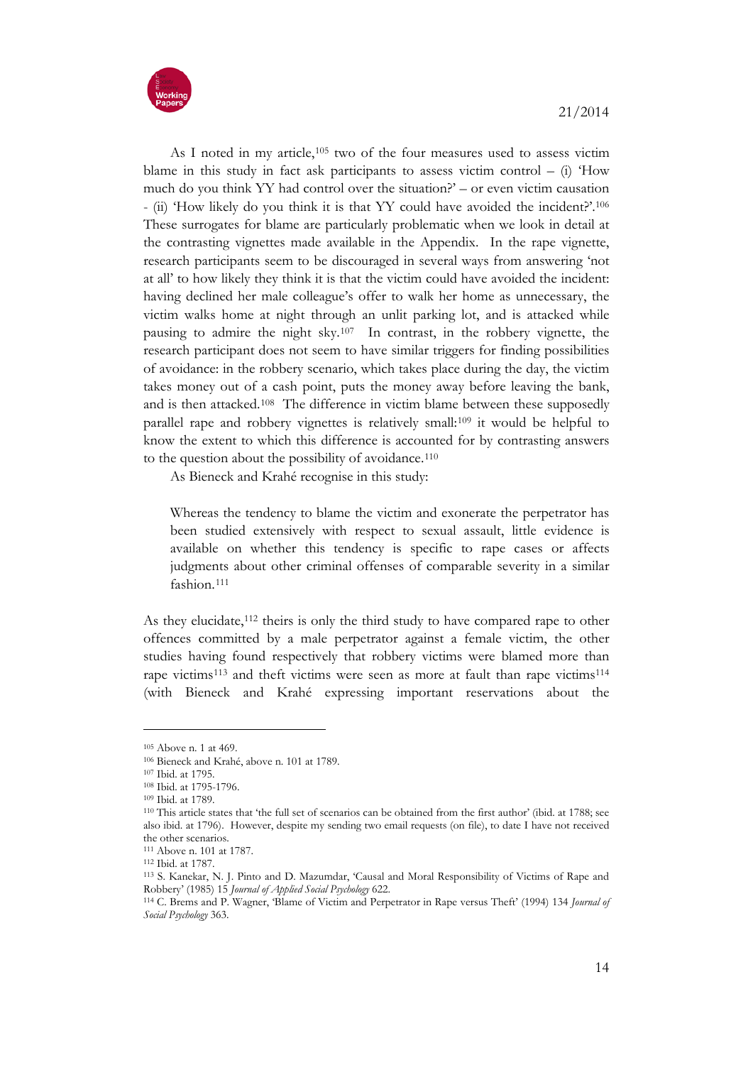As I noted in my article,[105] two of the four measures used to assess victim blame in this study in fact ask participants to assess victim control – (i) 'How much do you think YY had control over the situation?' – or even victim causation - (ii) 'How likely do you think it is that YY could have avoided the incident?'.[106] These surrogates for blame are particularly problematic when we look in detail at the contrasting vignettes made available in the Appendix. In the rape vignette, research participants seem to be discouraged in several ways from answering 'not at all' to how likely they think it is that the victim could have avoided the incident: having declined her male colleague's offer to walk her home as unnecessary, the victim walks home at night through an unlit parking lot, and is attacked while pausing to admire the night sky.[107] In contrast, in the robbery vignette, the research participant does not seem to have similar triggers for finding possibilities of avoidance: in the robbery scenario, which takes place during the day, the victim takes money out of a cash point, puts the money away before leaving the bank, and is then attacked.[108] The difference in victim blame between these supposedly parallel rape and robbery vignettes is relatively small:[109] it would be helpful to know the extent to which this difference is accounted for by contrasting answers to the question about the possibility of avoidance.[110]

As Bieneck and Krahé recognise in this study:

> Whereas the tendency to blame the victim and exonerate the perpetrator has been studied extensively with respect to sexual assault, little evidence is available on whether this tendency is specific to rape cases or affects judgments about other criminal offenses of comparable severity in a similar fashion.[111]

As they elucidate,[112] theirs is only the third study to have compared rape to other offences committed by a male perpetrator against a female victim, the other studies having found respectively that robbery victims were blamed more than rape victims[113] and theft victims were seen as more at fault than rape victims[114] (with Bieneck and Krahé expressing important reservations about the

---

[105] Above n. 1 at 469.

[106] Bieneck and Krahé, above n. 101 at 1789.

[107] Ibid. at 1795.

[108] Ibid. at 1795-1796.

[109] Ibid. at 1789.

[110] This article states that 'the full set of scenarios can be obtained from the first author' (ibid. at 1788; see also ibid. at 1796). However, despite my sending two email requests (on file), to date I have not received the other scenarios.

[111] Above n. 101 at 1787.

[112] Ibid. at 1787.

[113] S. Kanekar, N. J. Pinto and D. Mazumdar, 'Causal and Moral Responsibility of Victims of Rape and Robbery' (1985) 15 *Journal of Applied Social Psychology* 622.

[114] C. Brems and P. Wagner, 'Blame of Victim and Perpetrator in Rape versus Theft' (1994) 134 *Journal of Social Psychology* 363.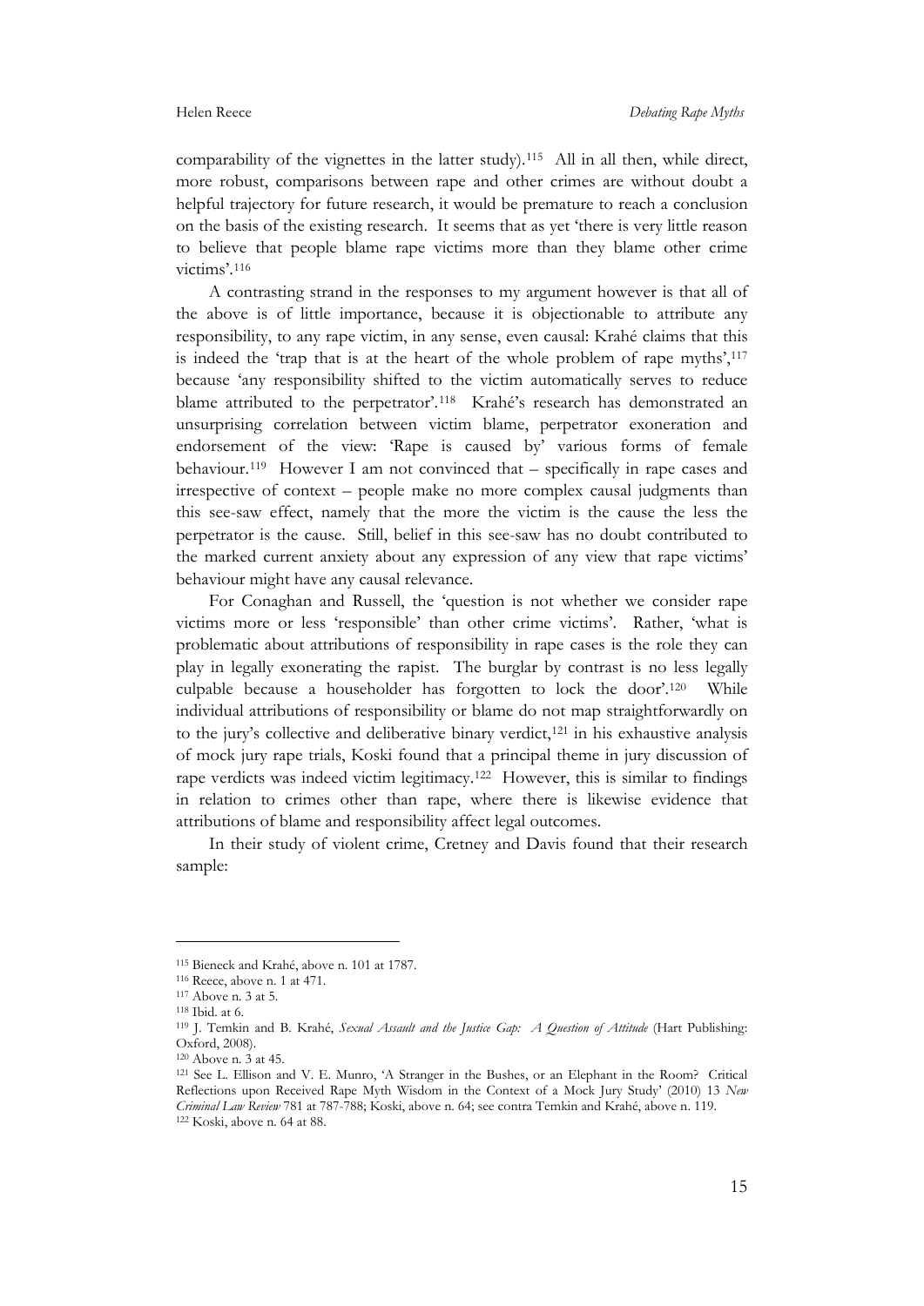comparability of the vignettes in the latter study).[115] All in all then, while direct, more robust, comparisons between rape and other crimes are without doubt a helpful trajectory for future research, it would be premature to reach a conclusion on the basis of the existing research. It seems that as yet 'there is very little reason to believe that people blame rape victims more than they blame other crime victims'.[116]

A contrasting strand in the responses to my argument however is that all of the above is of little importance, because it is objectionable to attribute any responsibility, to any rape victim, in any sense, even causal: Krahé claims that this is indeed the 'trap that is at the heart of the whole problem of rape myths',[117] because 'any responsibility shifted to the victim automatically serves to reduce blame attributed to the perpetrator'.[118] Krahé's research has demonstrated an unsurprising correlation between victim blame, perpetrator exoneration and endorsement of the view: 'Rape is caused by' various forms of female behaviour.[119] However I am not convinced that – specifically in rape cases and irrespective of context – people make no more complex causal judgments than this see-saw effect, namely that the more the victim is the cause the less the perpetrator is the cause. Still, belief in this see-saw has no doubt contributed to the marked current anxiety about any expression of any view that rape victims' behaviour might have any causal relevance.

For Conaghan and Russell, the 'question is not whether we consider rape victims more or less 'responsible' than other crime victims'. Rather, 'what is problematic about attributions of responsibility in rape cases is the role they can play in legally exonerating the rapist. The burglar by contrast is no less legally culpable because a householder has forgotten to lock the door'.[120] While individual attributions of responsibility or blame do not map straightforwardly on to the jury's collective and deliberative binary verdict,[121] in his exhaustive analysis of mock jury rape trials, Koski found that a principal theme in jury discussion of rape verdicts was indeed victim legitimacy.[122] However, this is similar to findings in relation to crimes other than rape, where there is likewise evidence that attributions of blame and responsibility affect legal outcomes.

In their study of violent crime, Cretney and Davis found that their research sample:

---

[115] Bieneck and Krahé, above n. 101 at 1787.

[116] Reece, above n. 1 at 471.

[117] Above n. 3 at 5.

[118] Ibid. at 6.

[119] J. Temkin and B. Krahé, *Sexual Assault and the Justice Gap: A Question of Attitude* (Hart Publishing: Oxford, 2008).

[120] Above n. 3 at 45.

[121] See L. Ellison and V. E. Munro, 'A Stranger in the Bushes, or an Elephant in the Room? Critical Reflections upon Received Rape Myth Wisdom in the Context of a Mock Jury Study' (2010) 13 *New Criminal Law Review* 781 at 787-788; Koski, above n. 64; see contra Temkin and Krahé, above n. 119.

[122] Koski, above n. 64 at 88.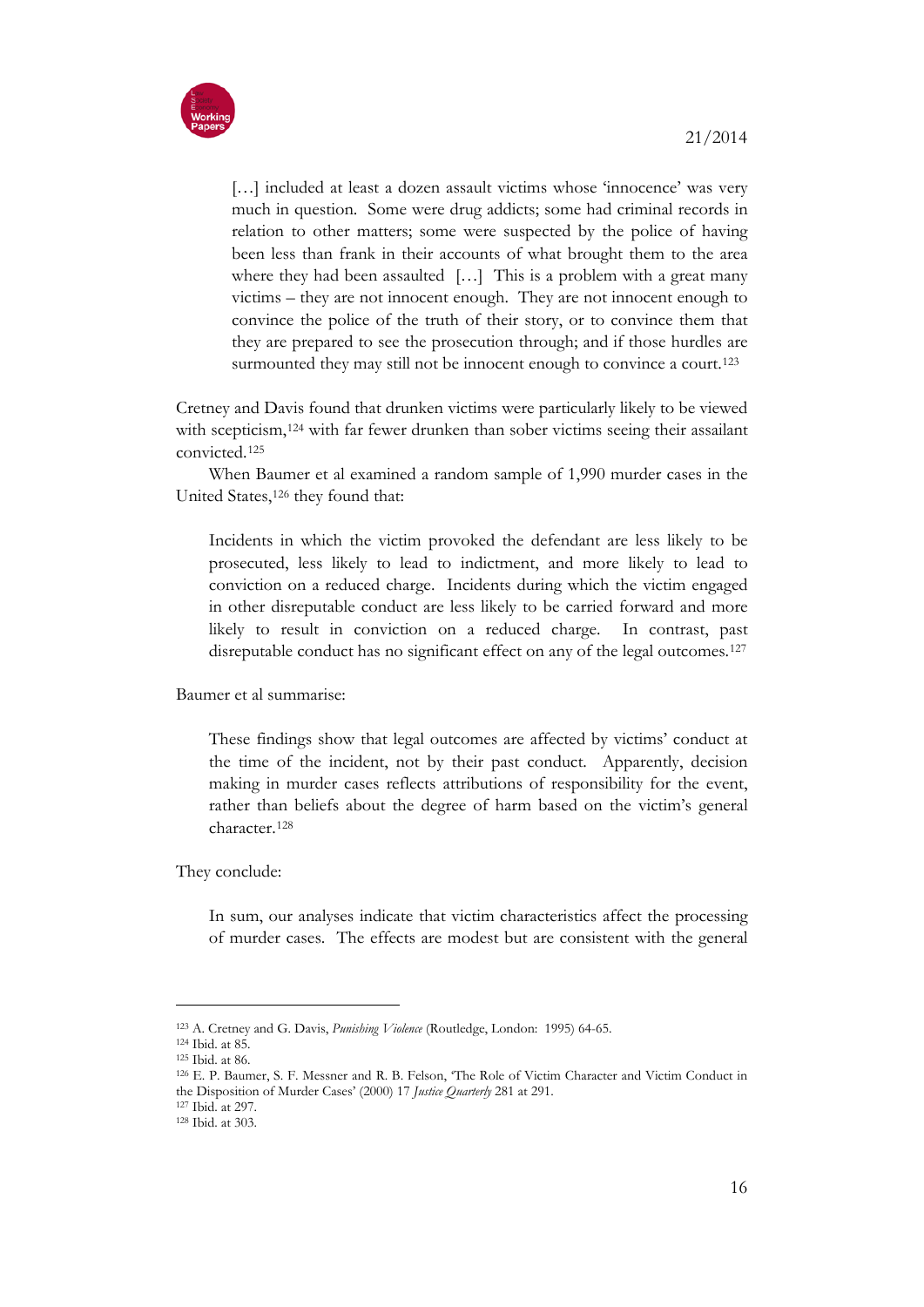> […] included at least a dozen assault victims whose 'innocence' was very much in question. Some were drug addicts; some had criminal records in relation to other matters; some were suspected by the police of having been less than frank in their accounts of what brought them to the area where they had been assaulted […] This is a problem with a great many victims – they are not innocent enough. They are not innocent enough to convince the police of the truth of their story, or to convince them that they are prepared to see the prosecution through; and if those hurdles are surmounted they may still not be innocent enough to convince a court.[123]

Cretney and Davis found that drunken victims were particularly likely to be viewed with scepticism,[124] with far fewer drunken than sober victims seeing their assailant convicted.[125]

When Baumer et al examined a random sample of 1,990 murder cases in the United States,[126] they found that:

> Incidents in which the victim provoked the defendant are less likely to be prosecuted, less likely to lead to indictment, and more likely to lead to conviction on a reduced charge. Incidents during which the victim engaged in other disreputable conduct are less likely to be carried forward and more likely to result in conviction on a reduced charge. In contrast, past disreputable conduct has no significant effect on any of the legal outcomes.[127]

Baumer et al summarise:

> These findings show that legal outcomes are affected by victims' conduct at the time of the incident, not by their past conduct. Apparently, decision making in murder cases reflects attributions of responsibility for the event, rather than beliefs about the degree of harm based on the victim's general character.[128]

They conclude:

> In sum, our analyses indicate that victim characteristics affect the processing of murder cases. The effects are modest but are consistent with the general

---

[123] A. Cretney and G. Davis, *Punishing Violence* (Routledge, London: 1995) 64-65.

[124] Ibid. at 85.

[125] Ibid. at 86.

[126] E. P. Baumer, S. F. Messner and R. B. Felson, 'The Role of Victim Character and Victim Conduct in the Disposition of Murder Cases' (2000) 17 *Justice Quarterly* 281 at 291.

[127] Ibid. at 297.

[128] Ibid. at 303.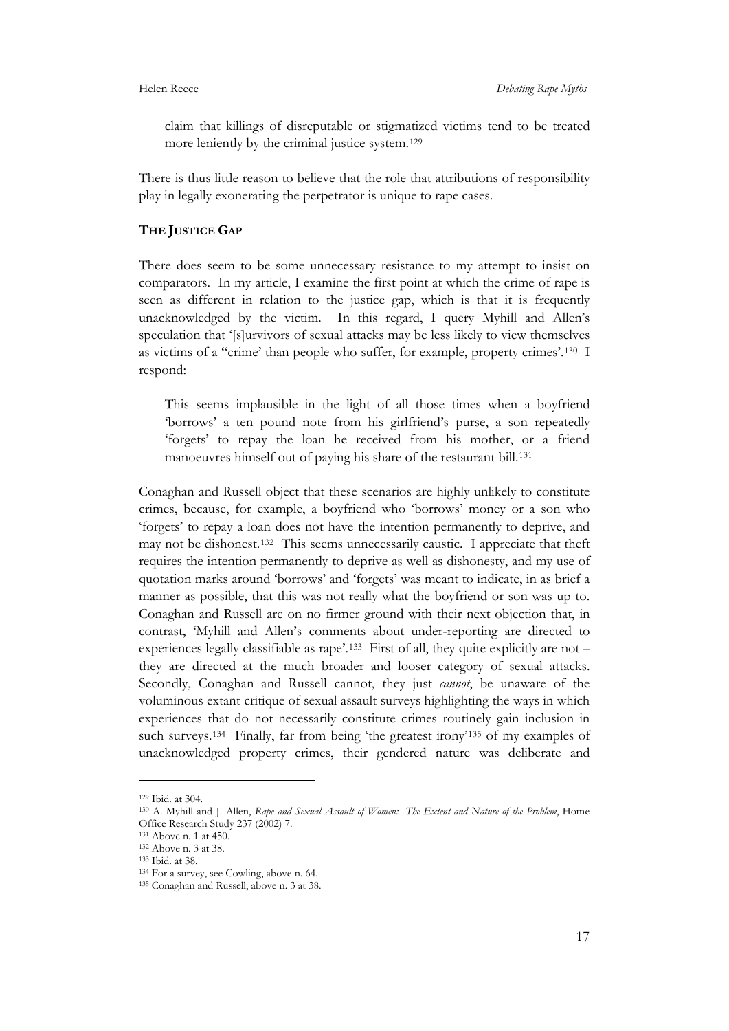claim that killings of disreputable or stigmatized victims tend to be treated more leniently by the criminal justice system.[129]

There is thus little reason to believe that the role that attributions of responsibility play in legally exonerating the perpetrator is unique to rape cases.

**THE JUSTICE GAP**

There does seem to be some unnecessary resistance to my attempt to insist on comparators. In my article, I examine the first point at which the crime of rape is seen as different in relation to the justice gap, which is that it is frequently unacknowledged by the victim. In this regard, I query Myhill and Allen's speculation that '[s]urvivors of sexual attacks may be less likely to view themselves as victims of a "crime' than people who suffer, for example, property crimes'.[130] I respond:

> This seems implausible in the light of all those times when a boyfriend 'borrows' a ten pound note from his girlfriend's purse, a son repeatedly 'forgets' to repay the loan he received from his mother, or a friend manoeuvres himself out of paying his share of the restaurant bill.[131]

Conaghan and Russell object that these scenarios are highly unlikely to constitute crimes, because, for example, a boyfriend who 'borrows' money or a son who 'forgets' to repay a loan does not have the intention permanently to deprive, and may not be dishonest.[132] This seems unnecessarily caustic. I appreciate that theft requires the intention permanently to deprive as well as dishonesty, and my use of quotation marks around 'borrows' and 'forgets' was meant to indicate, in as brief a manner as possible, that this was not really what the boyfriend or son was up to. Conaghan and Russell are on no firmer ground with their next objection that, in contrast, 'Myhill and Allen's comments about under-reporting are directed to experiences legally classifiable as rape'.[133] First of all, they quite explicitly are not – they are directed at the much broader and looser category of sexual attacks. Secondly, Conaghan and Russell cannot, they just *cannot*, be unaware of the voluminous extant critique of sexual assault surveys highlighting the ways in which experiences that do not necessarily constitute crimes routinely gain inclusion in such surveys.[134] Finally, far from being 'the greatest irony'[135] of my examples of unacknowledged property crimes, their gendered nature was deliberate and

---

[129] Ibid. at 304.

[130] A. Myhill and J. Allen, *Rape and Sexual Assault of Women: The Extent and Nature of the Problem*, Home Office Research Study 237 (2002) 7.

[131] Above n. 1 at 450.

[132] Above n. 3 at 38.

[133] Ibid. at 38.

[134] For a survey, see Cowling, above n. 64.

[135] Conaghan and Russell, above n. 3 at 38.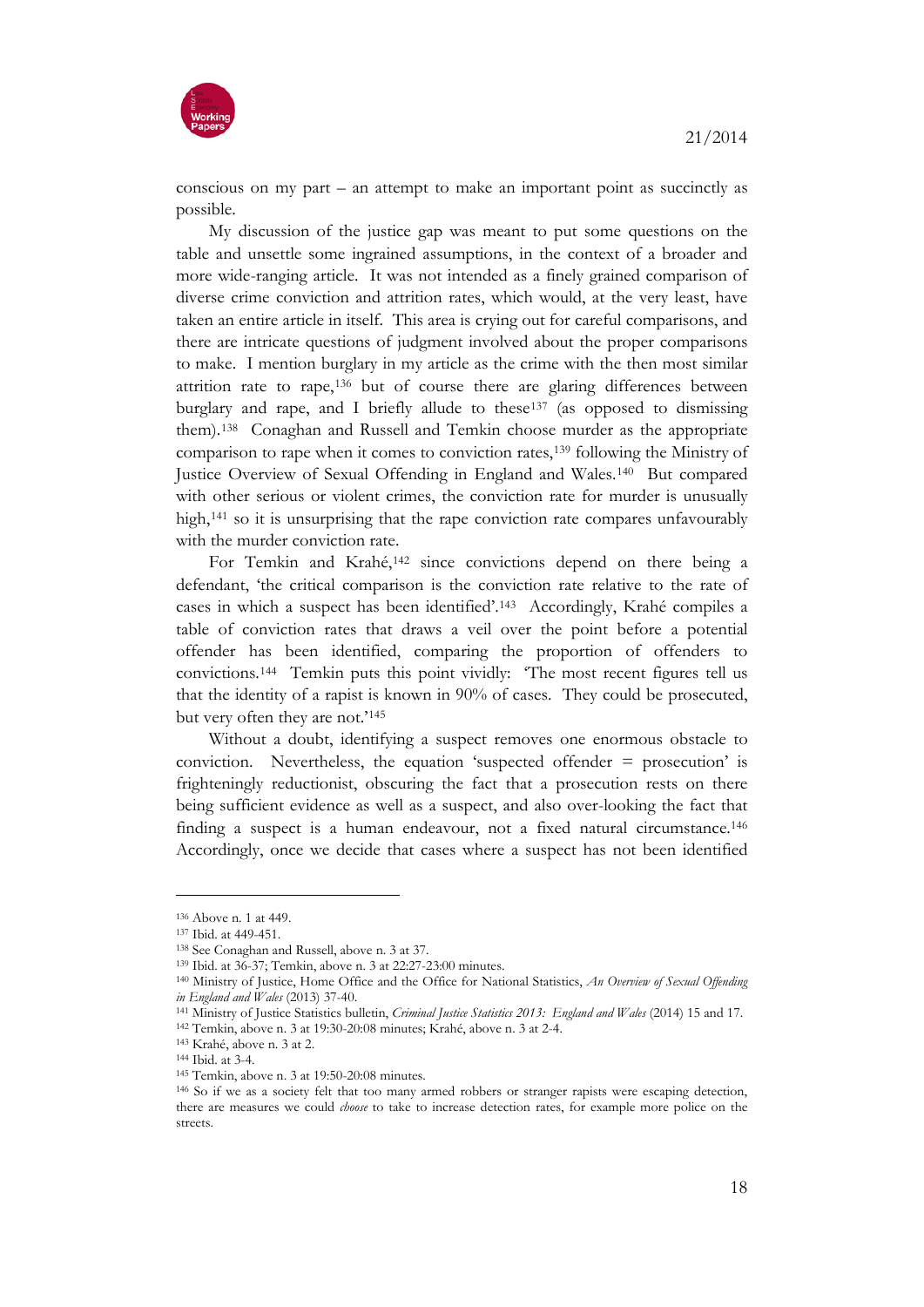conscious on my part – an attempt to make an important point as succinctly as possible.

My discussion of the justice gap was meant to put some questions on the table and unsettle some ingrained assumptions, in the context of a broader and more wide-ranging article. It was not intended as a finely grained comparison of diverse crime conviction and attrition rates, which would, at the very least, have taken an entire article in itself. This area is crying out for careful comparisons, and there are intricate questions of judgment involved about the proper comparisons to make. I mention burglary in my article as the crime with the then most similar attrition rate to rape,[136] but of course there are glaring differences between burglary and rape, and I briefly allude to these[137] (as opposed to dismissing them).[138] Conaghan and Russell and Temkin choose murder as the appropriate comparison to rape when it comes to conviction rates,[139] following the Ministry of Justice Overview of Sexual Offending in England and Wales.[140] But compared with other serious or violent crimes, the conviction rate for murder is unusually high,[141] so it is unsurprising that the rape conviction rate compares unfavourably with the murder conviction rate.

For Temkin and Krahé,[142] since convictions depend on there being a defendant, 'the critical comparison is the conviction rate relative to the rate of cases in which a suspect has been identified'.[143] Accordingly, Krahé compiles a table of conviction rates that draws a veil over the point before a potential offender has been identified, comparing the proportion of offenders to convictions.[144] Temkin puts this point vividly: 'The most recent figures tell us that the identity of a rapist is known in 90% of cases. They could be prosecuted, but very often they are not.'[145]

Without a doubt, identifying a suspect removes one enormous obstacle to conviction. Nevertheless, the equation 'suspected offender = prosecution' is frighteningly reductionist, obscuring the fact that a prosecution rests on there being sufficient evidence as well as a suspect, and also over-looking the fact that finding a suspect is a human endeavour, not a fixed natural circumstance.[146] Accordingly, once we decide that cases where a suspect has not been identified

---

[136] Above n. 1 at 449.

[137] Ibid. at 449-451.

[138] See Conaghan and Russell, above n. 3 at 37.

[139] Ibid. at 36-37; Temkin, above n. 3 at 22:27-23:00 minutes.

[140] Ministry of Justice, Home Office and the Office for National Statistics, *An Overview of Sexual Offending in England and Wales* (2013) 37-40.

[141] Ministry of Justice Statistics bulletin, *Criminal Justice Statistics 2013: England and Wales* (2014) 15 and 17.

[142] Temkin, above n. 3 at 19:30-20:08 minutes; Krahé, above n. 3 at 2-4.

[143] Krahé, above n. 3 at 2.

[144] Ibid. at 3-4.

[145] Temkin, above n. 3 at 19:50-20:08 minutes.

[146] So if we as a society felt that too many armed robbers or stranger rapists were escaping detection, there are measures we could *choose* to take to increase detection rates, for example more police on the streets.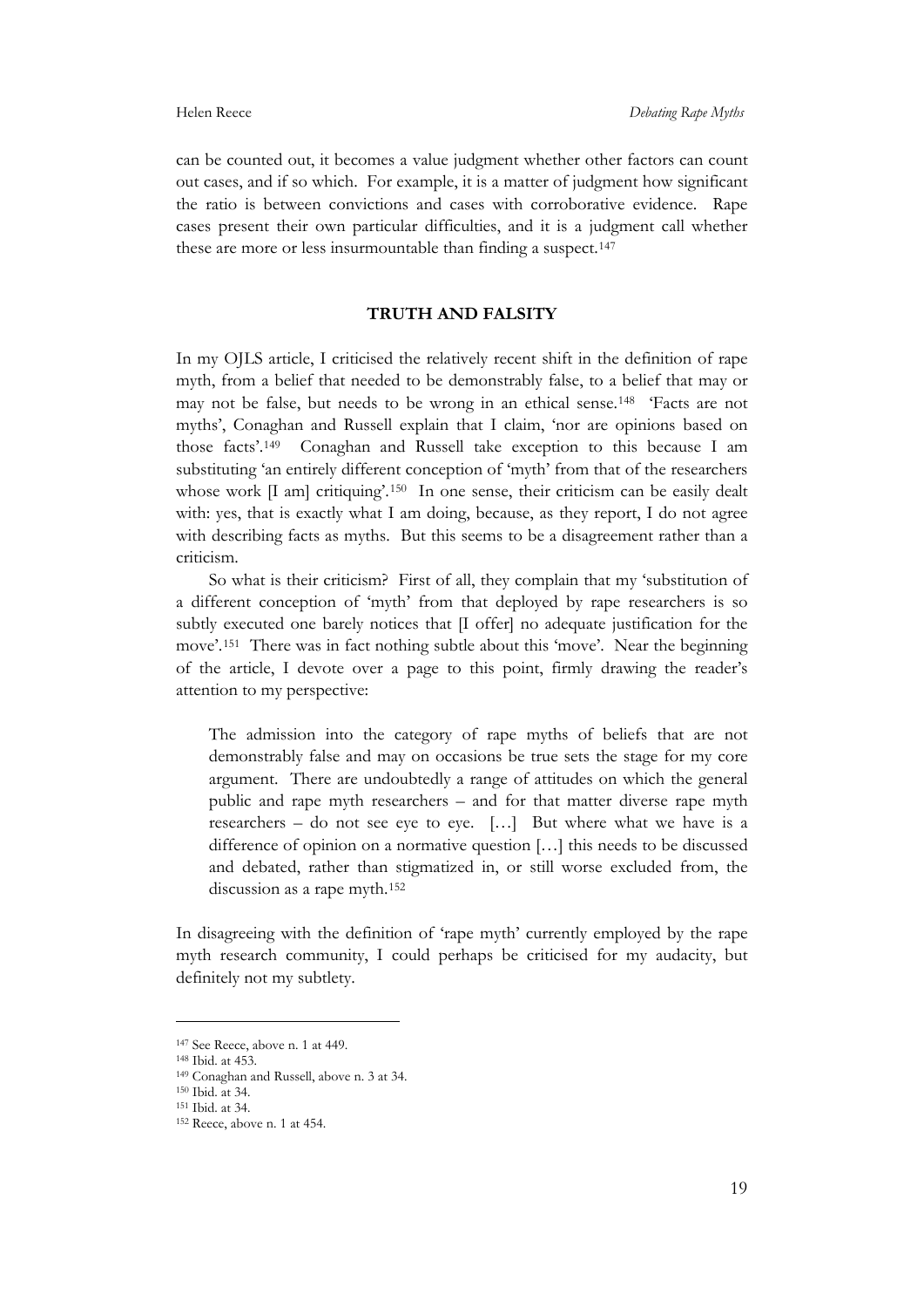can be counted out, it becomes a value judgment whether other factors can count out cases, and if so which. For example, it is a matter of judgment how significant the ratio is between convictions and cases with corroborative evidence. Rape cases present their own particular difficulties, and it is a judgment call whether these are more or less insurmountable than finding a suspect.[147]

## TRUTH AND FALSITY

In my OJLS article, I criticised the relatively recent shift in the definition of rape myth, from a belief that needed to be demonstrably false, to a belief that may or may not be false, but needs to be wrong in an ethical sense.[148] 'Facts are not myths', Conaghan and Russell explain that I claim, 'nor are opinions based on those facts'.[149] Conaghan and Russell take exception to this because I am substituting 'an entirely different conception of 'myth' from that of the researchers whose work [I am] critiquing'.[150] In one sense, their criticism can be easily dealt with: yes, that is exactly what I am doing, because, as they report, I do not agree with describing facts as myths. But this seems to be a disagreement rather than a criticism.

So what is their criticism? First of all, they complain that my 'substitution of a different conception of 'myth' from that deployed by rape researchers is so subtly executed one barely notices that [I offer] no adequate justification for the move'.[151] There was in fact nothing subtle about this 'move'. Near the beginning of the article, I devote over a page to this point, firmly drawing the reader's attention to my perspective:

> The admission into the category of rape myths of beliefs that are not demonstrably false and may on occasions be true sets the stage for my core argument. There are undoubtedly a range of attitudes on which the general public and rape myth researchers – and for that matter diverse rape myth researchers – do not see eye to eye. […] But where what we have is a difference of opinion on a normative question […] this needs to be discussed and debated, rather than stigmatized in, or still worse excluded from, the discussion as a rape myth.[152]

In disagreeing with the definition of 'rape myth' currently employed by the rape myth research community, I could perhaps be criticised for my audacity, but definitely not my subtlety.

---

[147] See Reece, above n. 1 at 449.

[148] Ibid. at 453.

[149] Conaghan and Russell, above n. 3 at 34.

[150] Ibid. at 34.

[151] Ibid. at 34.

[152] Reece, above n. 1 at 454.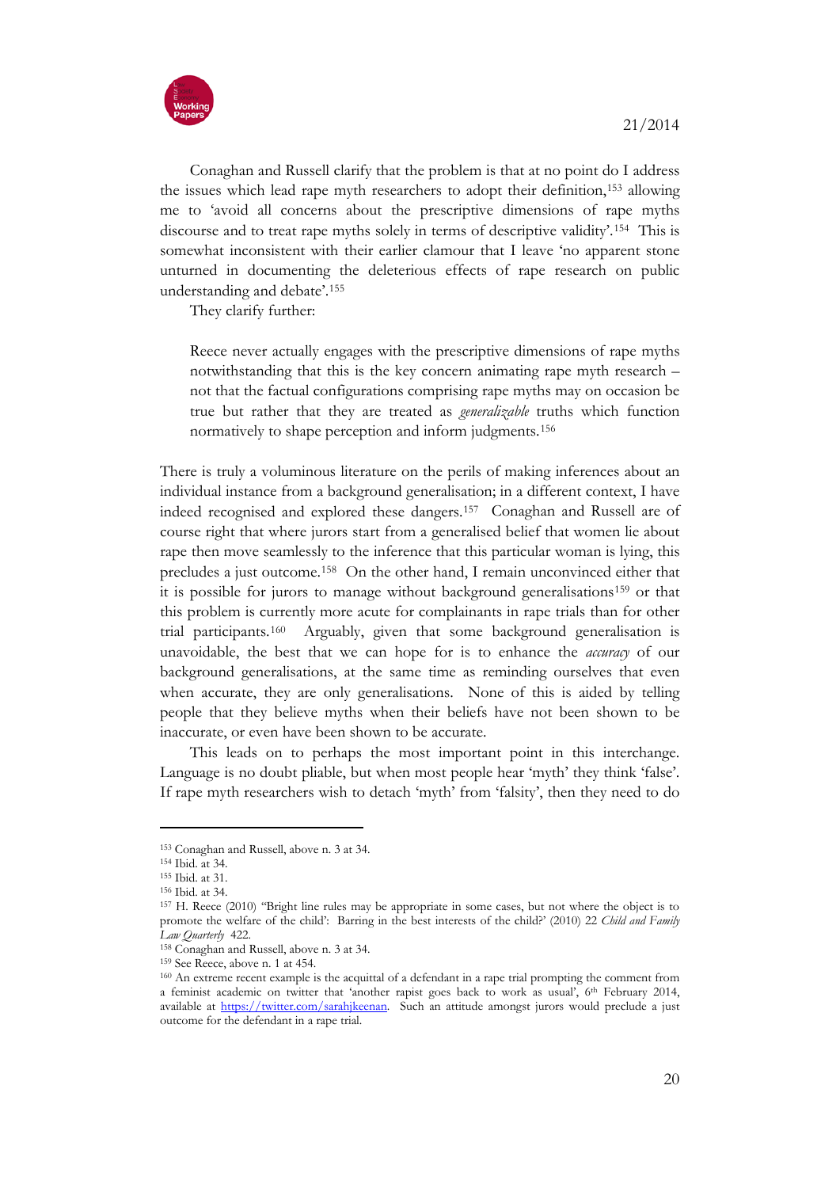Conaghan and Russell clarify that the problem is that at no point do I address the issues which lead rape myth researchers to adopt their definition,[153] allowing me to 'avoid all concerns about the prescriptive dimensions of rape myths discourse and to treat rape myths solely in terms of descriptive validity'.[154] This is somewhat inconsistent with their earlier clamour that I leave 'no apparent stone unturned in documenting the deleterious effects of rape research on public understanding and debate'.[155]

They clarify further:

> Reece never actually engages with the prescriptive dimensions of rape myths notwithstanding that this is the key concern animating rape myth research – not that the factual configurations comprising rape myths may on occasion be true but rather that they are treated as *generalizable* truths which function normatively to shape perception and inform judgments.[156]

There is truly a voluminous literature on the perils of making inferences about an individual instance from a background generalisation; in a different context, I have indeed recognised and explored these dangers.[157] Conaghan and Russell are of course right that where jurors start from a generalised belief that women lie about rape then move seamlessly to the inference that this particular woman is lying, this precludes a just outcome.[158] On the other hand, I remain unconvinced either that it is possible for jurors to manage without background generalisations[159] or that this problem is currently more acute for complainants in rape trials than for other trial participants.[160] Arguably, given that some background generalisation is unavoidable, the best that we can hope for is to enhance the *accuracy* of our background generalisations, at the same time as reminding ourselves that even when accurate, they are only generalisations. None of this is aided by telling people that they believe myths when their beliefs have not been shown to be inaccurate, or even have been shown to be accurate.

This leads on to perhaps the most important point in this interchange. Language is no doubt pliable, but when most people hear 'myth' they think 'false'. If rape myth researchers wish to detach 'myth' from 'falsity', then they need to do

---

[153] Conaghan and Russell, above n. 3 at 34.

[154] Ibid. at 34.

[155] Ibid. at 31.

[156] Ibid. at 34.

[157] H. Reece (2010) "Bright line rules may be appropriate in some cases, but not where the object is to promote the welfare of the child': Barring in the best interests of the child?' (2010) 22 *Child and Family Law Quarterly* 422.

[158] Conaghan and Russell, above n. 3 at 34.

[159] See Reece, above n. 1 at 454.

[160] An extreme recent example is the acquittal of a defendant in a rape trial prompting the comment from a feminist academic on twitter that 'another rapist goes back to work as usual', 6th February 2014, available at https://twitter.com/sarahjkeenan. Such an attitude amongst jurors would preclude a just outcome for the defendant in a rape trial.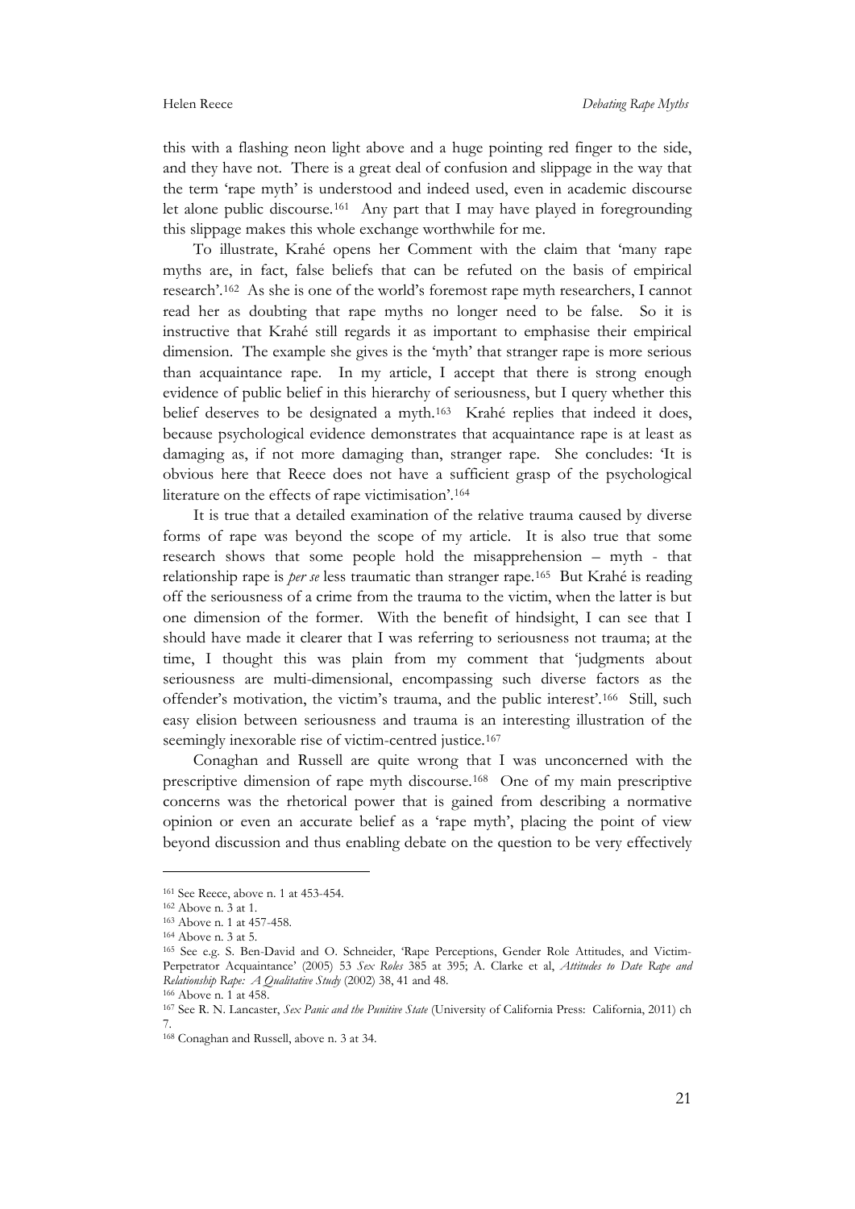this with a flashing neon light above and a huge pointing red finger to the side, and they have not. There is a great deal of confusion and slippage in the way that the term 'rape myth' is understood and indeed used, even in academic discourse let alone public discourse.[161] Any part that I may have played in foregrounding this slippage makes this whole exchange worthwhile for me.

To illustrate, Krahé opens her Comment with the claim that 'many rape myths are, in fact, false beliefs that can be refuted on the basis of empirical research'.[162] As she is one of the world's foremost rape myth researchers, I cannot read her as doubting that rape myths no longer need to be false. So it is instructive that Krahé still regards it as important to emphasise their empirical dimension. The example she gives is the 'myth' that stranger rape is more serious than acquaintance rape. In my article, I accept that there is strong enough evidence of public belief in this hierarchy of seriousness, but I query whether this belief deserves to be designated a myth.[163] Krahé replies that indeed it does, because psychological evidence demonstrates that acquaintance rape is at least as damaging as, if not more damaging than, stranger rape. She concludes: 'It is obvious here that Reece does not have a sufficient grasp of the psychological literature on the effects of rape victimisation'.[164]

It is true that a detailed examination of the relative trauma caused by diverse forms of rape was beyond the scope of my article. It is also true that some research shows that some people hold the misapprehension – myth - that relationship rape is *per se* less traumatic than stranger rape.[165] But Krahé is reading off the seriousness of a crime from the trauma to the victim, when the latter is but one dimension of the former. With the benefit of hindsight, I can see that I should have made it clearer that I was referring to seriousness not trauma; at the time, I thought this was plain from my comment that 'judgments about seriousness are multi-dimensional, encompassing such diverse factors as the offender's motivation, the victim's trauma, and the public interest'.[166] Still, such easy elision between seriousness and trauma is an interesting illustration of the seemingly inexorable rise of victim-centred justice.[167]

Conaghan and Russell are quite wrong that I was unconcerned with the prescriptive dimension of rape myth discourse.[168] One of my main prescriptive concerns was the rhetorical power that is gained from describing a normative opinion or even an accurate belief as a 'rape myth', placing the point of view beyond discussion and thus enabling debate on the question to be very effectively

---

[161] See Reece, above n. 1 at 453-454.

[162] Above n. 3 at 1.

[163] Above n. 1 at 457-458.

[164] Above n. 3 at 5.

[165] See e.g. S. Ben-David and O. Schneider, 'Rape Perceptions, Gender Role Attitudes, and Victim-Perpetrator Acquaintance' (2005) 53 *Sex Roles* 385 at 395; A. Clarke et al, *Attitudes to Date Rape and Relationship Rape: A Qualitative Study* (2002) 38, 41 and 48.

[166] Above n. 1 at 458.

[167] See R. N. Lancaster, *Sex Panic and the Punitive State* (University of California Press: California, 2011) ch 7.

[168] Conaghan and Russell, above n. 3 at 34.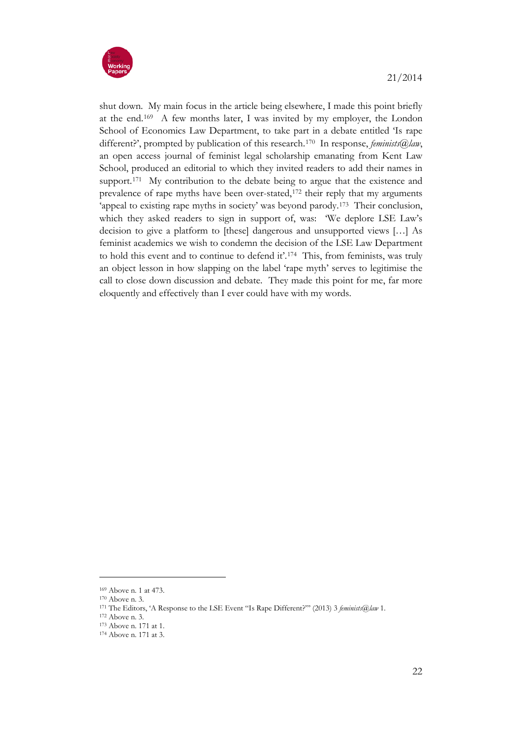shut down. My main focus in the article being elsewhere, I made this point briefly at the end.[169] A few months later, I was invited by my employer, the London School of Economics Law Department, to take part in a debate entitled 'Is rape different?', prompted by publication of this research.[170] In response, *feminists@law*, an open access journal of feminist legal scholarship emanating from Kent Law School, produced an editorial to which they invited readers to add their names in support.[171] My contribution to the debate being to argue that the existence and prevalence of rape myths have been over-stated,[172] their reply that my arguments 'appeal to existing rape myths in society' was beyond parody.[173] Their conclusion, which they asked readers to sign in support of, was: 'We deplore LSE Law's decision to give a platform to [these] dangerous and unsupported views […] As feminist academics we wish to condemn the decision of the LSE Law Department to hold this event and to continue to defend it'.[174] This, from feminists, was truly an object lesson in how slapping on the label 'rape myth' serves to legitimise the call to close down discussion and debate. They made this point for me, far more eloquently and effectively than I ever could have with my words.

---

[169] Above n. 1 at 473.

[170] Above n. 3.

[171] The Editors, 'A Response to the LSE Event "Is Rape Different?"' (2013) 3 *feminists@law* 1.

[172] Above n. 3.

[173] Above n. 171 at 1.

[174] Above n. 171 at 3.